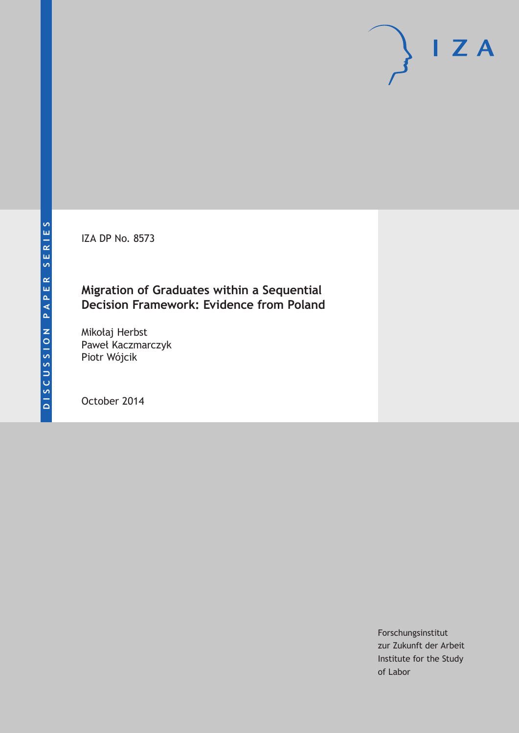DISCUSSION PAPER SERIES

IZA DP No. 8573

# Migration of Graduates within a Sequential Decision Framework: Evidence from Poland

Mikołaj Herbst
Paweł Kaczmarczyk
Piotr Wójcik

October 2014

Forschungsinstitut
zur Zukunft der Arbeit
Institute for the Study
of Labor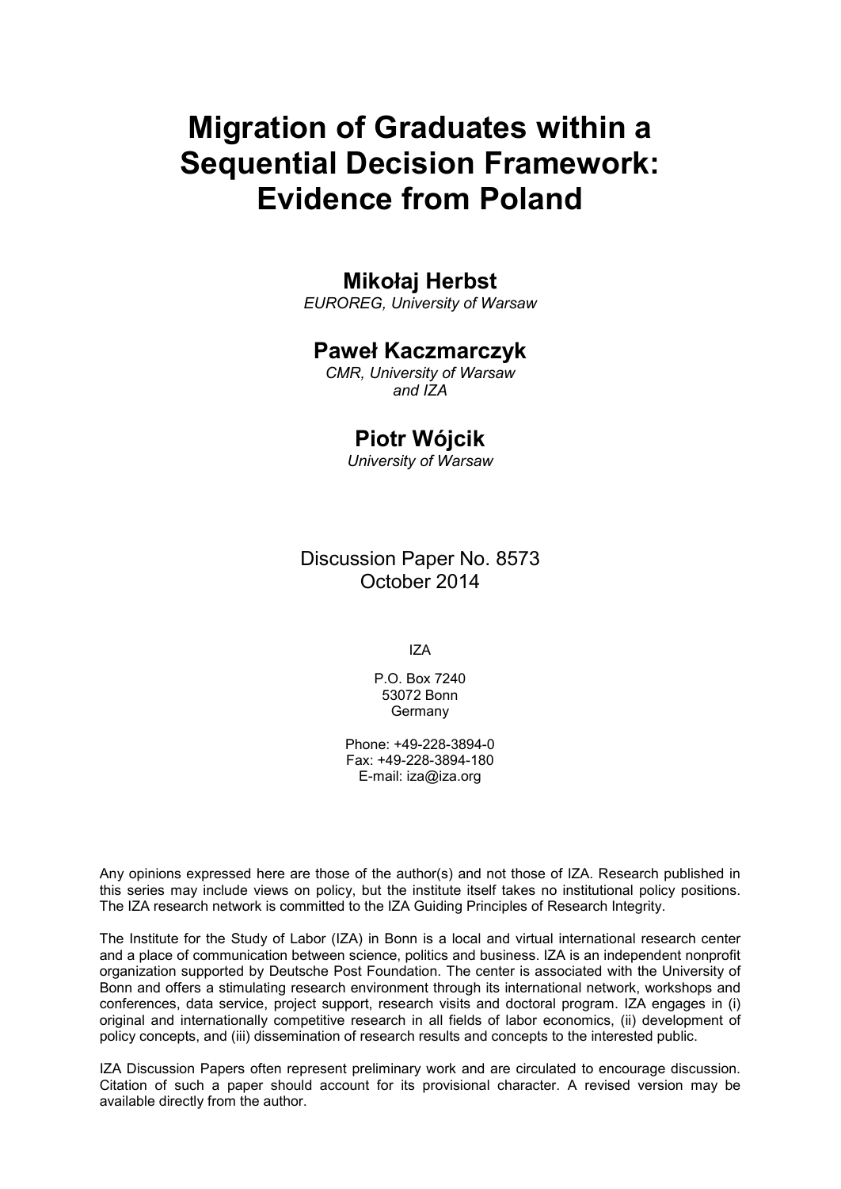# Migration of Graduates within a Sequential Decision Framework: Evidence from Poland

## Mikołaj Herbst

*EUROREG, University of Warsaw*

## Paweł Kaczmarczyk

*CMR, University of Warsaw and IZA*

## Piotr Wójcik

*University of Warsaw*

Discussion Paper No. 8573
October 2014

IZA

P.O. Box 7240
53072 Bonn
Germany

Phone: +49-228-3894-0
Fax: +49-228-3894-180
E-mail: iza@iza.org

Any opinions expressed here are those of the author(s) and not those of IZA. Research published in this series may include views on policy, but the institute itself takes no institutional policy positions. The IZA research network is committed to the IZA Guiding Principles of Research Integrity.

The Institute for the Study of Labor (IZA) in Bonn is a local and virtual international research center and a place of communication between science, politics and business. IZA is an independent nonprofit organization supported by Deutsche Post Foundation. The center is associated with the University of Bonn and offers a stimulating research environment through its international network, workshops and conferences, data service, project support, research visits and doctoral program. IZA engages in (i) original and internationally competitive research in all fields of labor economics, (ii) development of policy concepts, and (iii) dissemination of research results and concepts to the interested public.

IZA Discussion Papers often represent preliminary work and are circulated to encourage discussion. Citation of such a paper should account for its provisional character. A revised version may be available directly from the author.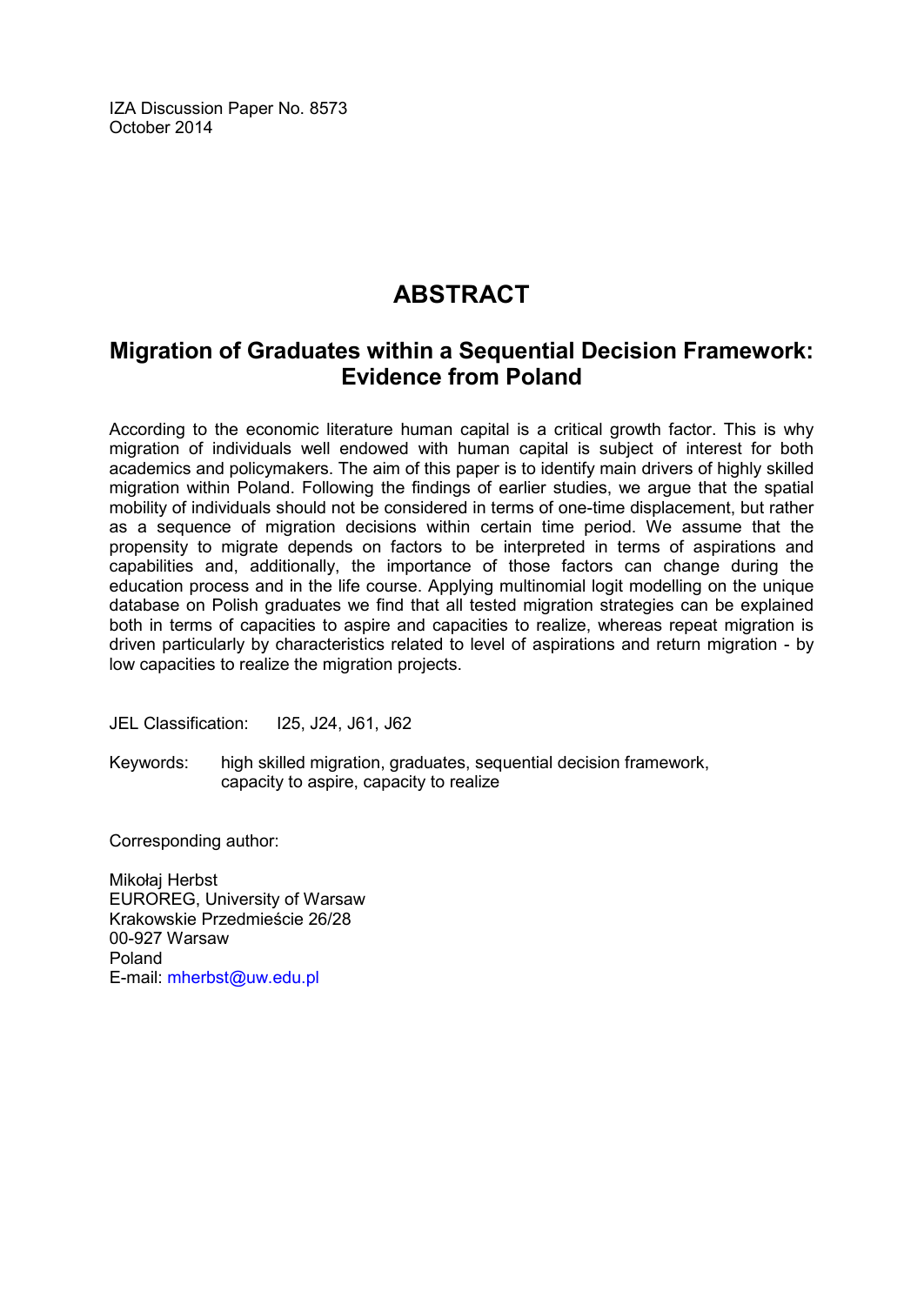IZA Discussion Paper No. 8573
October 2014

# ABSTRACT

## Migration of Graduates within a Sequential Decision Framework: Evidence from Poland

According to the economic literature human capital is a critical growth factor. This is why migration of individuals well endowed with human capital is subject of interest for both academics and policymakers. The aim of this paper is to identify main drivers of highly skilled migration within Poland. Following the findings of earlier studies, we argue that the spatial mobility of individuals should not be considered in terms of one-time displacement, but rather as a sequence of migration decisions within certain time period. We assume that the propensity to migrate depends on factors to be interpreted in terms of aspirations and capabilities and, additionally, the importance of those factors can change during the education process and in the life course. Applying multinomial logit modelling on the unique database on Polish graduates we find that all tested migration strategies can be explained both in terms of capacities to aspire and capacities to realize, whereas repeat migration is driven particularly by characteristics related to level of aspirations and return migration - by low capacities to realize the migration projects.

JEL Classification: I25, J24, J61, J62

Keywords: high skilled migration, graduates, sequential decision framework, capacity to aspire, capacity to realize

Corresponding author:

Mikołaj Herbst
EUROREG, University of Warsaw
Krakowskie Przedmieście 26/28
00-927 Warsaw
Poland
E-mail: mherbst@uw.edu.pl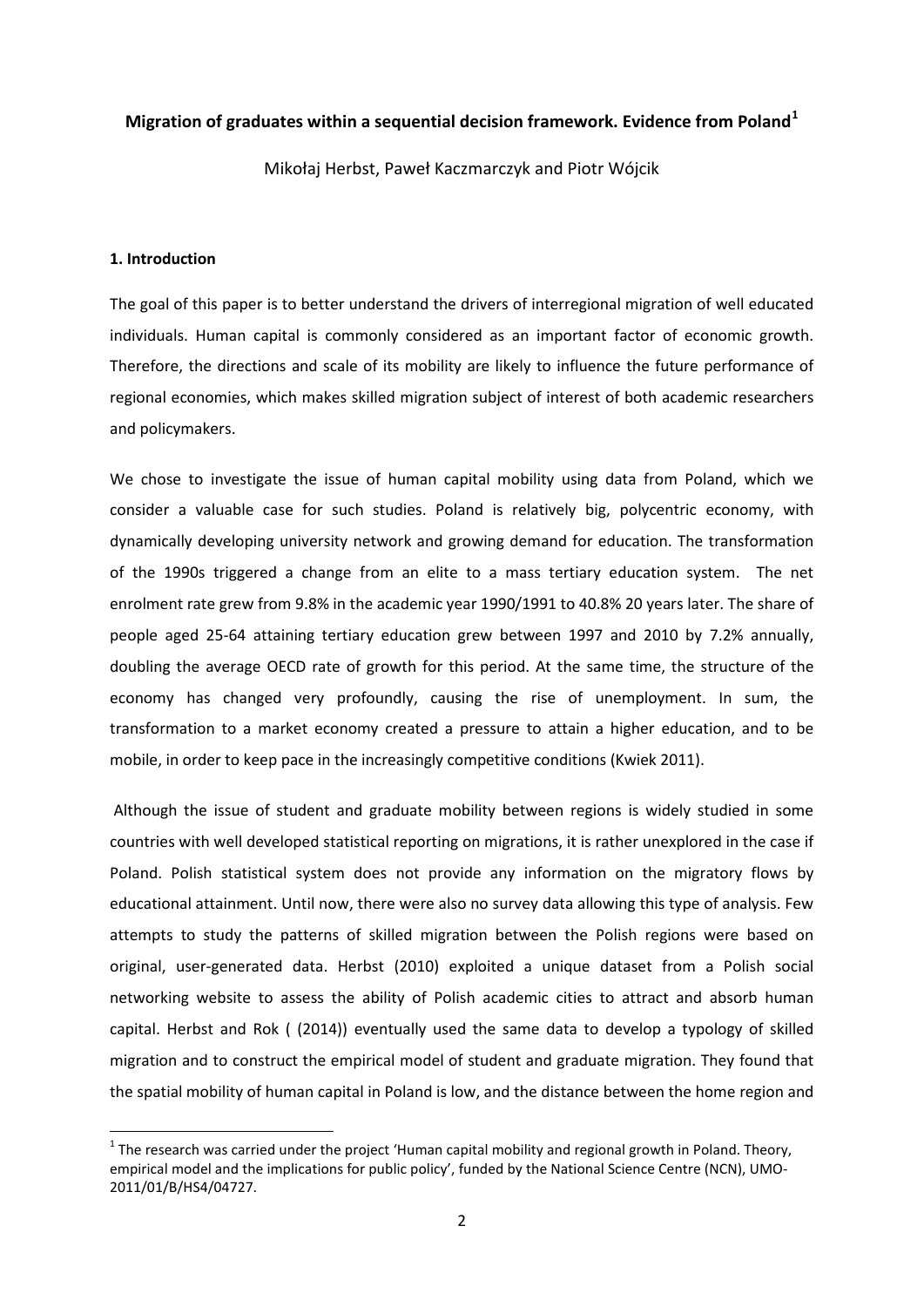**Migration of graduates within a sequential decision framework. Evidence from Poland[1]**

Mikołaj Herbst, Paweł Kaczmarczyk and Piotr Wójcik

## 1. Introduction

The goal of this paper is to better understand the drivers of interregional migration of well educated individuals. Human capital is commonly considered as an important factor of economic growth. Therefore, the directions and scale of its mobility are likely to influence the future performance of regional economies, which makes skilled migration subject of interest of both academic researchers and policymakers.

We chose to investigate the issue of human capital mobility using data from Poland, which we consider a valuable case for such studies. Poland is relatively big, polycentric economy, with dynamically developing university network and growing demand for education. The transformation of the 1990s triggered a change from an elite to a mass tertiary education system. The net enrolment rate grew from 9.8% in the academic year 1990/1991 to 40.8% 20 years later. The share of people aged 25-64 attaining tertiary education grew between 1997 and 2010 by 7.2% annually, doubling the average OECD rate of growth for this period. At the same time, the structure of the economy has changed very profoundly, causing the rise of unemployment. In sum, the transformation to a market economy created a pressure to attain a higher education, and to be mobile, in order to keep pace in the increasingly competitive conditions (Kwiek 2011).

Although the issue of student and graduate mobility between regions is widely studied in some countries with well developed statistical reporting on migrations, it is rather unexplored in the case if Poland. Polish statistical system does not provide any information on the migratory flows by educational attainment. Until now, there were also no survey data allowing this type of analysis. Few attempts to study the patterns of skilled migration between the Polish regions were based on original, user-generated data. Herbst (2010) exploited a unique dataset from a Polish social networking website to assess the ability of Polish academic cities to attract and absorb human capital. Herbst and Rok ( (2014)) eventually used the same data to develop a typology of skilled migration and to construct the empirical model of student and graduate migration. They found that the spatial mobility of human capital in Poland is low, and the distance between the home region and

---

[1] The research was carried under the project 'Human capital mobility and regional growth in Poland. Theory, empirical model and the implications for public policy', funded by the National Science Centre (NCN), UMO-2011/01/B/HS4/04727.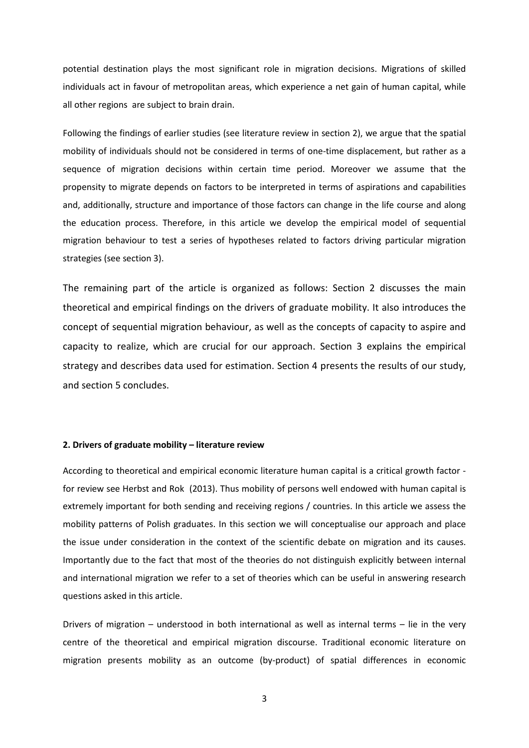potential destination plays the most significant role in migration decisions. Migrations of skilled individuals act in favour of metropolitan areas, which experience a net gain of human capital, while all other regions are subject to brain drain.

Following the findings of earlier studies (see literature review in section 2), we argue that the spatial mobility of individuals should not be considered in terms of one-time displacement, but rather as a sequence of migration decisions within certain time period. Moreover we assume that the propensity to migrate depends on factors to be interpreted in terms of aspirations and capabilities and, additionally, structure and importance of those factors can change in the life course and along the education process. Therefore, in this article we develop the empirical model of sequential migration behaviour to test a series of hypotheses related to factors driving particular migration strategies (see section 3).

The remaining part of the article is organized as follows: Section 2 discusses the main theoretical and empirical findings on the drivers of graduate mobility. It also introduces the concept of sequential migration behaviour, as well as the concepts of capacity to aspire and capacity to realize, which are crucial for our approach. Section 3 explains the empirical strategy and describes data used for estimation. Section 4 presents the results of our study, and section 5 concludes.

## 2. Drivers of graduate mobility – literature review

According to theoretical and empirical economic literature human capital is a critical growth factor - for review see Herbst and Rok (2013). Thus mobility of persons well endowed with human capital is extremely important for both sending and receiving regions / countries. In this article we assess the mobility patterns of Polish graduates. In this section we will conceptualise our approach and place the issue under consideration in the context of the scientific debate on migration and its causes. Importantly due to the fact that most of the theories do not distinguish explicitly between internal and international migration we refer to a set of theories which can be useful in answering research questions asked in this article.

Drivers of migration – understood in both international as well as internal terms – lie in the very centre of the theoretical and empirical migration discourse. Traditional economic literature on migration presents mobility as an outcome (by-product) of spatial differences in economic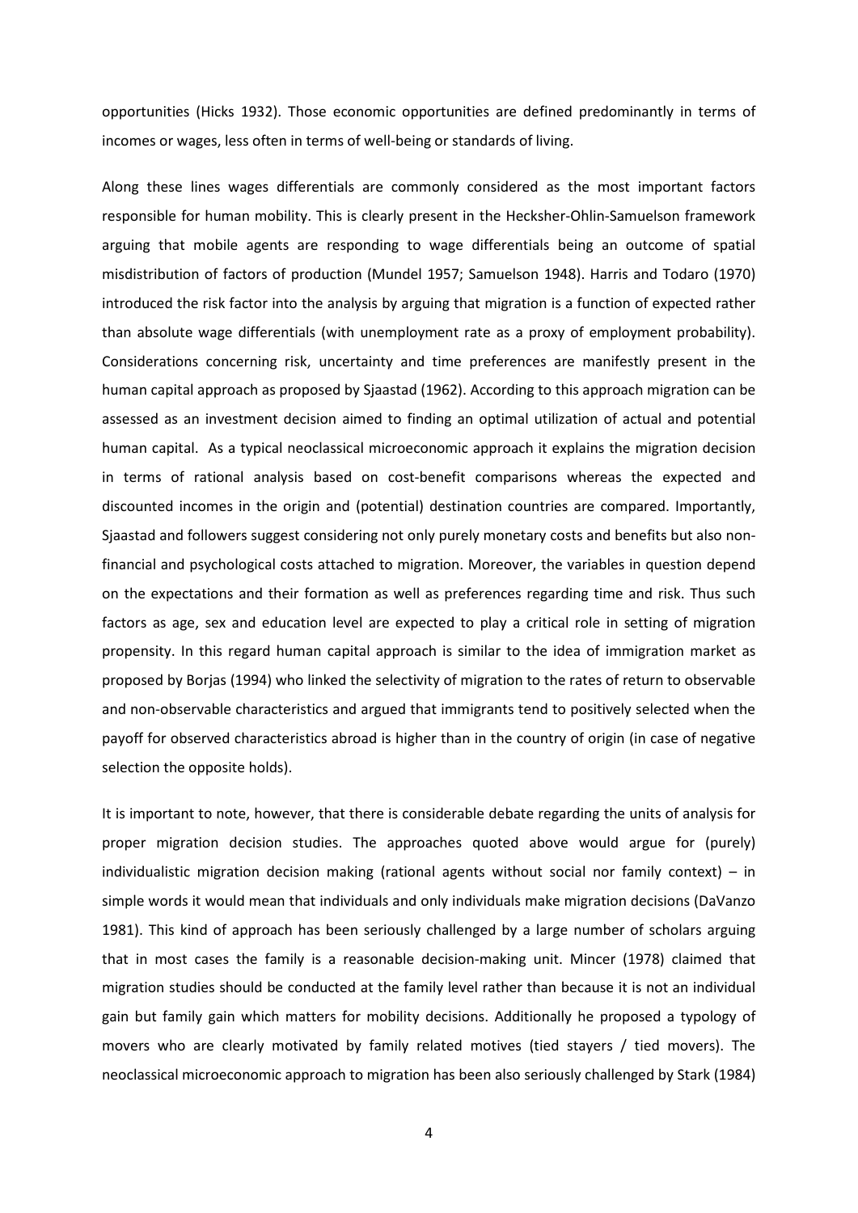opportunities (Hicks 1932). Those economic opportunities are defined predominantly in terms of incomes or wages, less often in terms of well-being or standards of living.

Along these lines wages differentials are commonly considered as the most important factors responsible for human mobility. This is clearly present in the Hecksher-Ohlin-Samuelson framework arguing that mobile agents are responding to wage differentials being an outcome of spatial misdistribution of factors of production (Mundel 1957; Samuelson 1948). Harris and Todaro (1970) introduced the risk factor into the analysis by arguing that migration is a function of expected rather than absolute wage differentials (with unemployment rate as a proxy of employment probability). Considerations concerning risk, uncertainty and time preferences are manifestly present in the human capital approach as proposed by Sjaastad (1962). According to this approach migration can be assessed as an investment decision aimed to finding an optimal utilization of actual and potential human capital. As a typical neoclassical microeconomic approach it explains the migration decision in terms of rational analysis based on cost-benefit comparisons whereas the expected and discounted incomes in the origin and (potential) destination countries are compared. Importantly, Sjaastad and followers suggest considering not only purely monetary costs and benefits but also non-financial and psychological costs attached to migration. Moreover, the variables in question depend on the expectations and their formation as well as preferences regarding time and risk. Thus such factors as age, sex and education level are expected to play a critical role in setting of migration propensity. In this regard human capital approach is similar to the idea of immigration market as proposed by Borjas (1994) who linked the selectivity of migration to the rates of return to observable and non-observable characteristics and argued that immigrants tend to positively selected when the payoff for observed characteristics abroad is higher than in the country of origin (in case of negative selection the opposite holds).

It is important to note, however, that there is considerable debate regarding the units of analysis for proper migration decision studies. The approaches quoted above would argue for (purely) individualistic migration decision making (rational agents without social nor family context) – in simple words it would mean that individuals and only individuals make migration decisions (DaVanzo 1981). This kind of approach has been seriously challenged by a large number of scholars arguing that in most cases the family is a reasonable decision-making unit. Mincer (1978) claimed that migration studies should be conducted at the family level rather than because it is not an individual gain but family gain which matters for mobility decisions. Additionally he proposed a typology of movers who are clearly motivated by family related motives (tied stayers / tied movers). The neoclassical microeconomic approach to migration has been also seriously challenged by Stark (1984)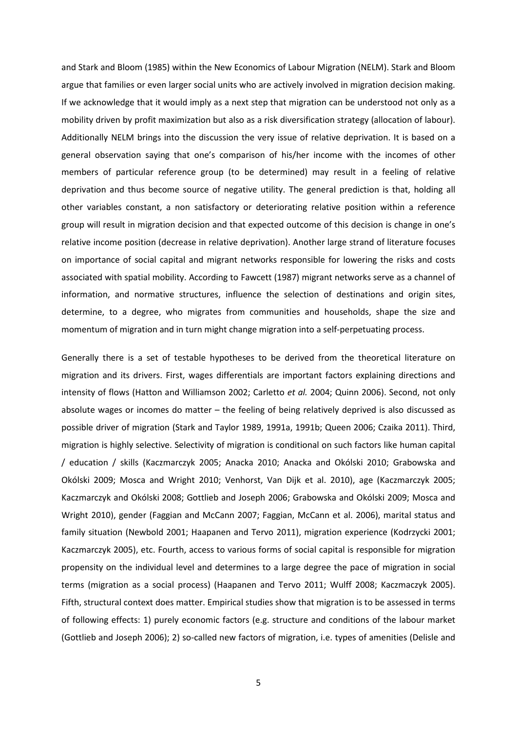and Stark and Bloom (1985) within the New Economics of Labour Migration (NELM). Stark and Bloom argue that families or even larger social units who are actively involved in migration decision making. If we acknowledge that it would imply as a next step that migration can be understood not only as a mobility driven by profit maximization but also as a risk diversification strategy (allocation of labour). Additionally NELM brings into the discussion the very issue of relative deprivation. It is based on a general observation saying that one's comparison of his/her income with the incomes of other members of particular reference group (to be determined) may result in a feeling of relative deprivation and thus become source of negative utility. The general prediction is that, holding all other variables constant, a non satisfactory or deteriorating relative position within a reference group will result in migration decision and that expected outcome of this decision is change in one's relative income position (decrease in relative deprivation). Another large strand of literature focuses on importance of social capital and migrant networks responsible for lowering the risks and costs associated with spatial mobility. According to Fawcett (1987) migrant networks serve as a channel of information, and normative structures, influence the selection of destinations and origin sites, determine, to a degree, who migrates from communities and households, shape the size and momentum of migration and in turn might change migration into a self-perpetuating process.

Generally there is a set of testable hypotheses to be derived from the theoretical literature on migration and its drivers. First, wages differentials are important factors explaining directions and intensity of flows (Hatton and Williamson 2002; Carletto *et al.* 2004; Quinn 2006). Second, not only absolute wages or incomes do matter – the feeling of being relatively deprived is also discussed as possible driver of migration (Stark and Taylor 1989, 1991a, 1991b; Queen 2006; Czaika 2011). Third, migration is highly selective. Selectivity of migration is conditional on such factors like human capital / education / skills (Kaczmarczyk 2005; Anacka 2010; Anacka and Okólski 2010; Grabowska and Okólski 2009; Mosca and Wright 2010; Venhorst, Van Dijk et al. 2010), age (Kaczmarczyk 2005; Kaczmarczyk and Okólski 2008; Gottlieb and Joseph 2006; Grabowska and Okólski 2009; Mosca and Wright 2010), gender (Faggian and McCann 2007; Faggian, McCann et al. 2006), marital status and family situation (Newbold 2001; Haapanen and Tervo 2011), migration experience (Kodrzycki 2001; Kaczmarczyk 2005), etc. Fourth, access to various forms of social capital is responsible for migration propensity on the individual level and determines to a large degree the pace of migration in social terms (migration as a social process) (Haapanen and Tervo 2011; Wulff 2008; Kaczmaczyk 2005). Fifth, structural context does matter. Empirical studies show that migration is to be assessed in terms of following effects: 1) purely economic factors (e.g. structure and conditions of the labour market (Gottlieb and Joseph 2006); 2) so-called new factors of migration, i.e. types of amenities (Delisle and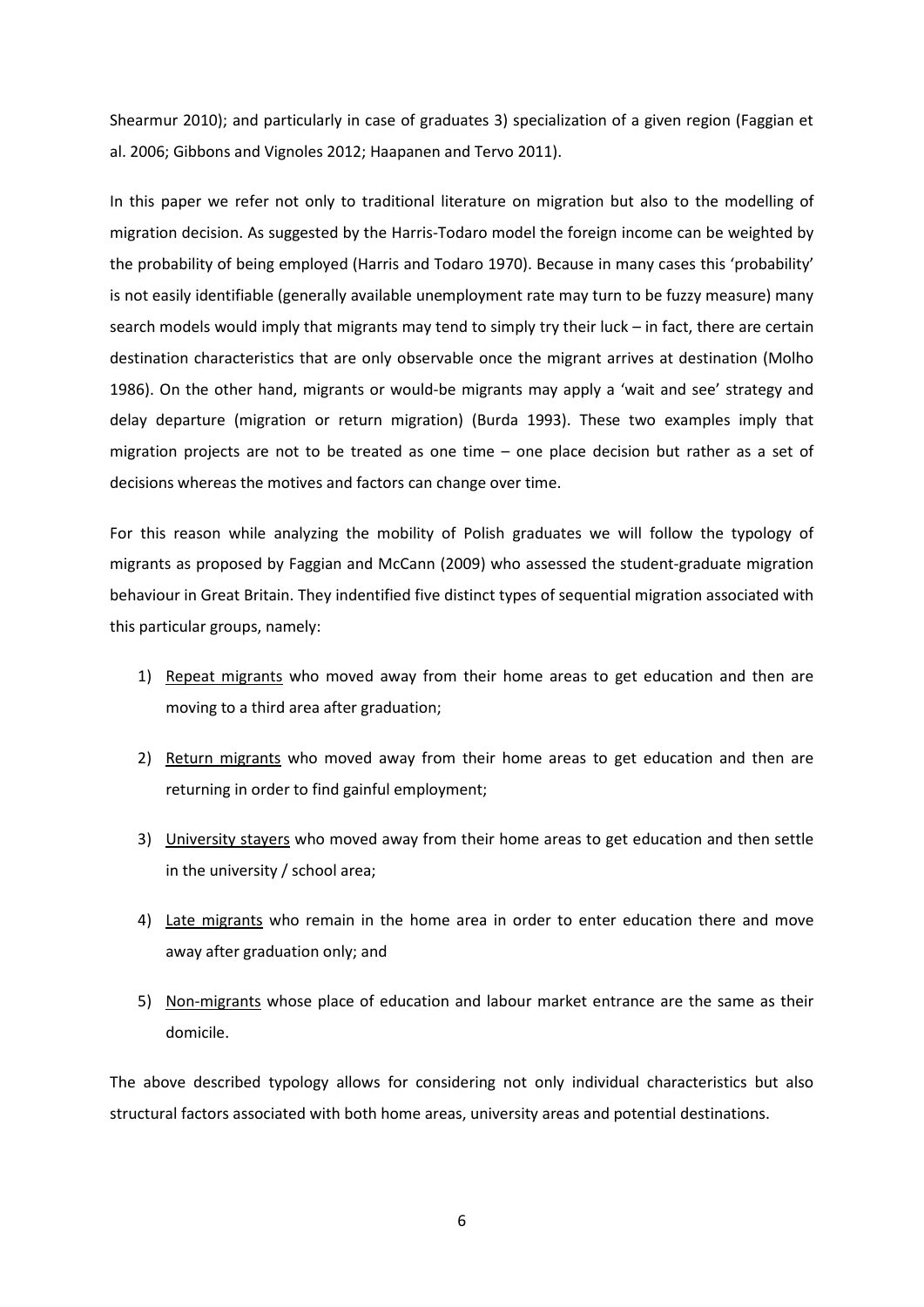Shearmur 2010); and particularly in case of graduates 3) specialization of a given region (Faggian et al. 2006; Gibbons and Vignoles 2012; Haapanen and Tervo 2011).

In this paper we refer not only to traditional literature on migration but also to the modelling of migration decision. As suggested by the Harris-Todaro model the foreign income can be weighted by the probability of being employed (Harris and Todaro 1970). Because in many cases this 'probability' is not easily identifiable (generally available unemployment rate may turn to be fuzzy measure) many search models would imply that migrants may tend to simply try their luck – in fact, there are certain destination characteristics that are only observable once the migrant arrives at destination (Molho 1986). On the other hand, migrants or would-be migrants may apply a 'wait and see' strategy and delay departure (migration or return migration) (Burda 1993). These two examples imply that migration projects are not to be treated as one time – one place decision but rather as a set of decisions whereas the motives and factors can change over time.

For this reason while analyzing the mobility of Polish graduates we will follow the typology of migrants as proposed by Faggian and McCann (2009) who assessed the student-graduate migration behaviour in Great Britain. They indentified five distinct types of sequential migration associated with this particular groups, namely:

1) <u>Repeat migrants</u> who moved away from their home areas to get education and then are moving to a third area after graduation;
2) <u>Return migrants</u> who moved away from their home areas to get education and then are returning in order to find gainful employment;
3) <u>University stayers</u> who moved away from their home areas to get education and then settle in the university / school area;
4) <u>Late migrants</u> who remain in the home area in order to enter education there and move away after graduation only; and
5) <u>Non-migrants</u> whose place of education and labour market entrance are the same as their domicile.

The above described typology allows for considering not only individual characteristics but also structural factors associated with both home areas, university areas and potential destinations.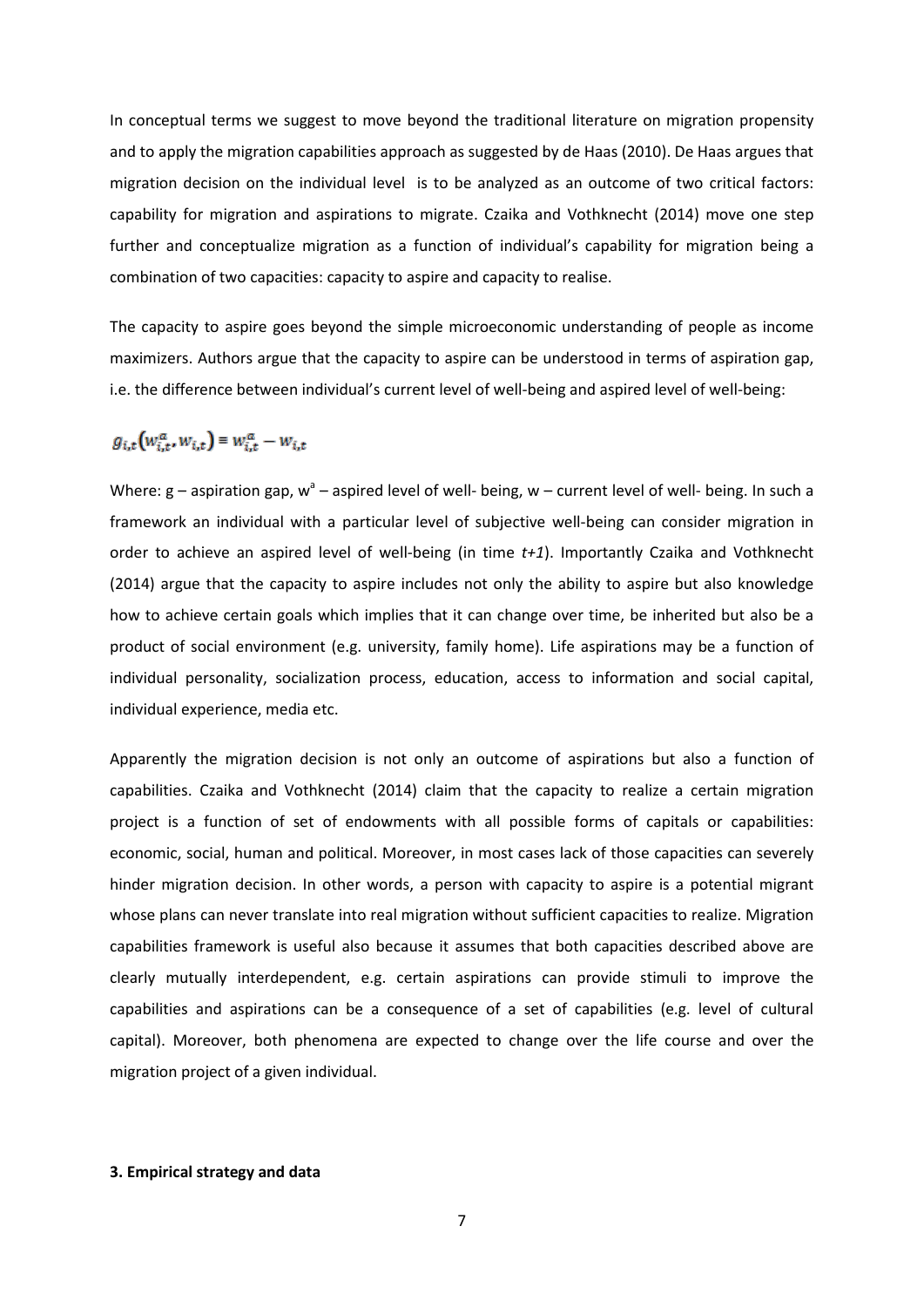In conceptual terms we suggest to move beyond the traditional literature on migration propensity and to apply the migration capabilities approach as suggested by de Haas (2010). De Haas argues that migration decision on the individual level is to be analyzed as an outcome of two critical factors: capability for migration and aspirations to migrate. Czaika and Vothknecht (2014) move one step further and conceptualize migration as a function of individual's capability for migration being a combination of two capacities: capacity to aspire and capacity to realise.

The capacity to aspire goes beyond the simple microeconomic understanding of people as income maximizers. Authors argue that the capacity to aspire can be understood in terms of aspiration gap, i.e. the difference between individual's current level of well-being and aspired level of well-being:

$$g_{i,t}\left(w_{i,t}^{a}, w_{i,t}\right) \equiv w_{i,t}^{a} - w_{i,t}$$

Where: g – aspiration gap, $w^a$ – aspired level of well- being, w – current level of well- being. In such a framework an individual with a particular level of subjective well-being can consider migration in order to achieve an aspired level of well-being (in time *t+1*). Importantly Czaika and Vothknecht (2014) argue that the capacity to aspire includes not only the ability to aspire but also knowledge how to achieve certain goals which implies that it can change over time, be inherited but also be a product of social environment (e.g. university, family home). Life aspirations may be a function of individual personality, socialization process, education, access to information and social capital, individual experience, media etc.

Apparently the migration decision is not only an outcome of aspirations but also a function of capabilities. Czaika and Vothknecht (2014) claim that the capacity to realize a certain migration project is a function of set of endowments with all possible forms of capitals or capabilities: economic, social, human and political. Moreover, in most cases lack of those capacities can severely hinder migration decision. In other words, a person with capacity to aspire is a potential migrant whose plans can never translate into real migration without sufficient capacities to realize. Migration capabilities framework is useful also because it assumes that both capacities described above are clearly mutually interdependent, e.g. certain aspirations can provide stimuli to improve the capabilities and aspirations can be a consequence of a set of capabilities (e.g. level of cultural capital). Moreover, both phenomena are expected to change over the life course and over the migration project of a given individual.

## 3. Empirical strategy and data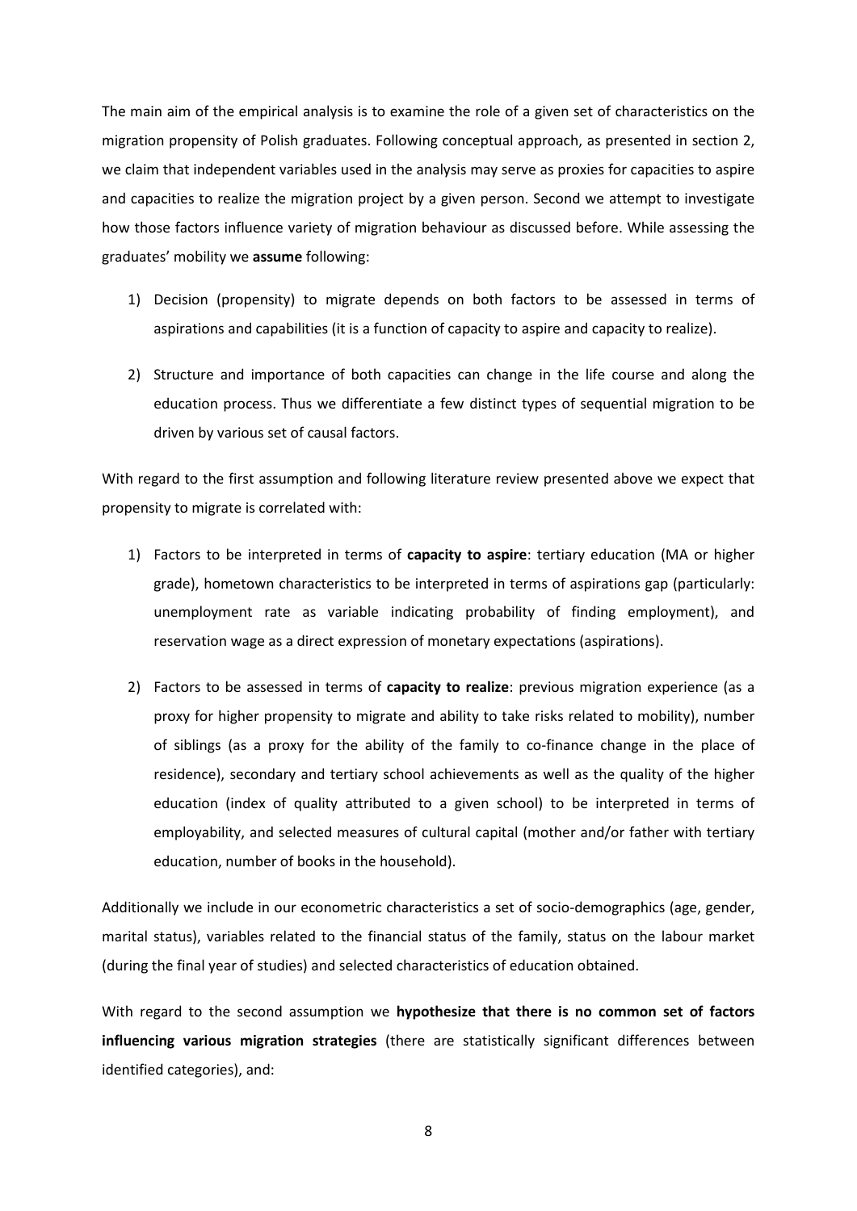The main aim of the empirical analysis is to examine the role of a given set of characteristics on the migration propensity of Polish graduates. Following conceptual approach, as presented in section 2, we claim that independent variables used in the analysis may serve as proxies for capacities to aspire and capacities to realize the migration project by a given person. Second we attempt to investigate how those factors influence variety of migration behaviour as discussed before. While assessing the graduates' mobility we **assume** following:

1) Decision (propensity) to migrate depends on both factors to be assessed in terms of aspirations and capabilities (it is a function of capacity to aspire and capacity to realize).
2) Structure and importance of both capacities can change in the life course and along the education process. Thus we differentiate a few distinct types of sequential migration to be driven by various set of causal factors.

With regard to the first assumption and following literature review presented above we expect that propensity to migrate is correlated with:

1) Factors to be interpreted in terms of **capacity to aspire**: tertiary education (MA or higher grade), hometown characteristics to be interpreted in terms of aspirations gap (particularly: unemployment rate as variable indicating probability of finding employment), and reservation wage as a direct expression of monetary expectations (aspirations).
2) Factors to be assessed in terms of **capacity to realize**: previous migration experience (as a proxy for higher propensity to migrate and ability to take risks related to mobility), number of siblings (as a proxy for the ability of the family to co-finance change in the place of residence), secondary and tertiary school achievements as well as the quality of the higher education (index of quality attributed to a given school) to be interpreted in terms of employability, and selected measures of cultural capital (mother and/or father with tertiary education, number of books in the household).

Additionally we include in our econometric characteristics a set of socio-demographics (age, gender, marital status), variables related to the financial status of the family, status on the labour market (during the final year of studies) and selected characteristics of education obtained.

With regard to the second assumption we **hypothesize that there is no common set of factors influencing various migration strategies** (there are statistically significant differences between identified categories), and: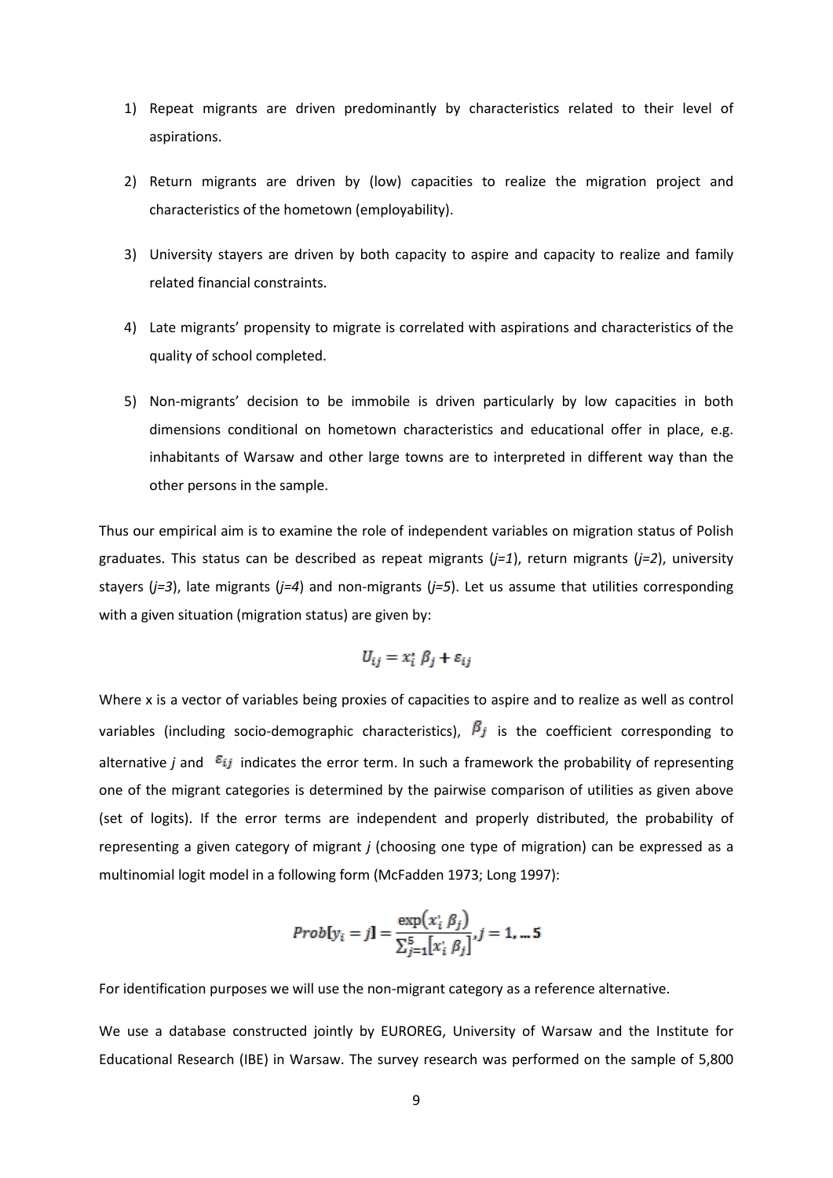1) Repeat migrants are driven predominantly by characteristics related to their level of aspirations.

2) Return migrants are driven by (low) capacities to realize the migration project and characteristics of the hometown (employability).

3) University stayers are driven by both capacity to aspire and capacity to realize and family related financial constraints.

4) Late migrants' propensity to migrate is correlated with aspirations and characteristics of the quality of school completed.

5) Non-migrants' decision to be immobile is driven particularly by low capacities in both dimensions conditional on hometown characteristics and educational offer in place, e.g. inhabitants of Warsaw and other large towns are to interpreted in different way than the other persons in the sample.

Thus our empirical aim is to examine the role of independent variables on migration status of Polish graduates. This status can be described as repeat migrants (*j=1*), return migrants (*j=2*), university stayers (*j=3*), late migrants (*j=4*) and non-migrants (*j=5*). Let us assume that utilities corresponding with a given situation (migration status) are given by:

$$U_{ij} = x_i' \beta_j + \varepsilon_{ij}$$

Where x is a vector of variables being proxies of capacities to aspire and to realize as well as control variables (including socio-demographic characteristics), $\beta_j$ is the coefficient corresponding to alternative *j* and $\varepsilon_{ij}$ indicates the error term. In such a framework the probability of representing one of the migrant categories is determined by the pairwise comparison of utilities as given above (set of logits). If the error terms are independent and properly distributed, the probability of representing a given category of migrant *j* (choosing one type of migration) can be expressed as a multinomial logit model in a following form (McFadden 1973; Long 1997):

$$Prob[y_i = j] = \frac{\exp(x_i' \beta_j)}{\sum_{j=1}^{5} [x_i' \beta_j]}, j = 1, \dots 5$$

For identification purposes we will use the non-migrant category as a reference alternative.

We use a database constructed jointly by EUROREG, University of Warsaw and the Institute for Educational Research (IBE) in Warsaw. The survey research was performed on the sample of 5,800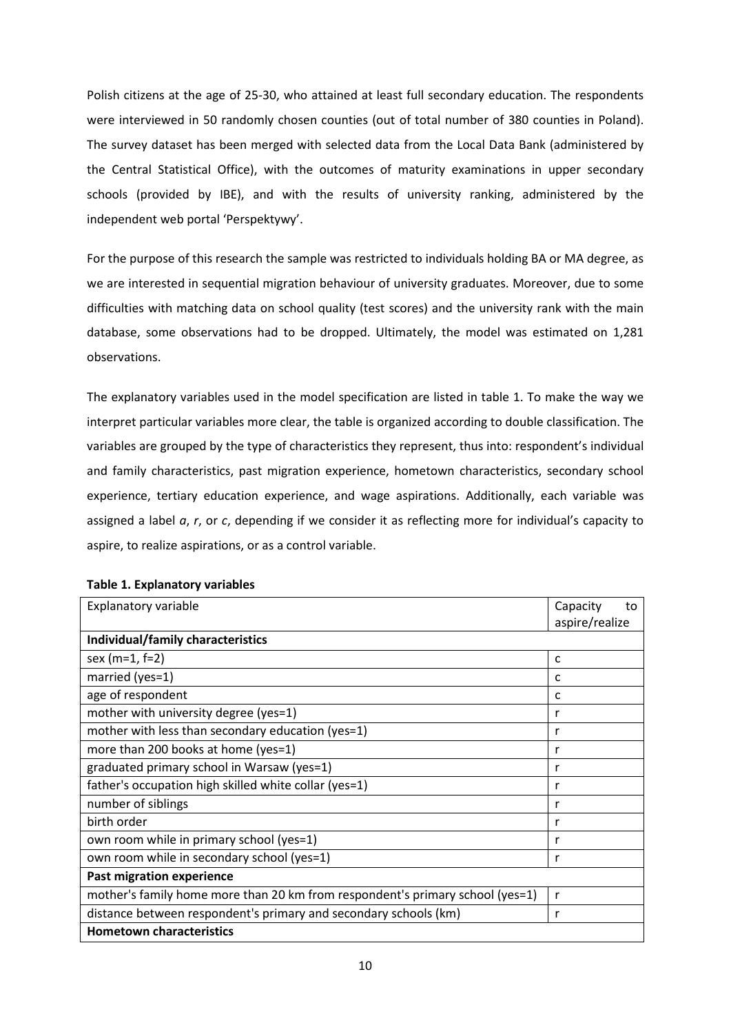Polish citizens at the age of 25-30, who attained at least full secondary education. The respondents were interviewed in 50 randomly chosen counties (out of total number of 380 counties in Poland). The survey dataset has been merged with selected data from the Local Data Bank (administered by the Central Statistical Office), with the outcomes of maturity examinations in upper secondary schools (provided by IBE), and with the results of university ranking, administered by the independent web portal 'Perspektywy'.

For the purpose of this research the sample was restricted to individuals holding BA or MA degree, as we are interested in sequential migration behaviour of university graduates. Moreover, due to some difficulties with matching data on school quality (test scores) and the university rank with the main database, some observations had to be dropped. Ultimately, the model was estimated on 1,281 observations.

The explanatory variables used in the model specification are listed in table 1. To make the way we interpret particular variables more clear, the table is organized according to double classification. The variables are grouped by the type of characteristics they represent, thus into: respondent's individual and family characteristics, past migration experience, hometown characteristics, secondary school experience, tertiary education experience, and wage aspirations. Additionally, each variable was assigned a label *a*, *r*, or *c*, depending if we consider it as reflecting more for individual's capacity to aspire, to realize aspirations, or as a control variable.

**Table 1. Explanatory variables**

| Explanatory variable | Capacity to aspire/realize |
|---|---|
| **Individual/family characteristics** | |
| sex (m=1, f=2) | c |
| married (yes=1) | c |
| age of respondent | c |
| mother with university degree (yes=1) | r |
| mother with less than secondary education (yes=1) | r |
| more than 200 books at home (yes=1) | r |
| graduated primary school in Warsaw (yes=1) | r |
| father's occupation high skilled white collar (yes=1) | r |
| number of siblings | r |
| birth order | r |
| own room while in primary school (yes=1) | r |
| own room while in secondary school (yes=1) | r |
| **Past migration experience** | |
| mother's family home more than 20 km from respondent's primary school (yes=1) | r |
| distance between respondent's primary and secondary schools (km) | r |
| **Hometown characteristics** | |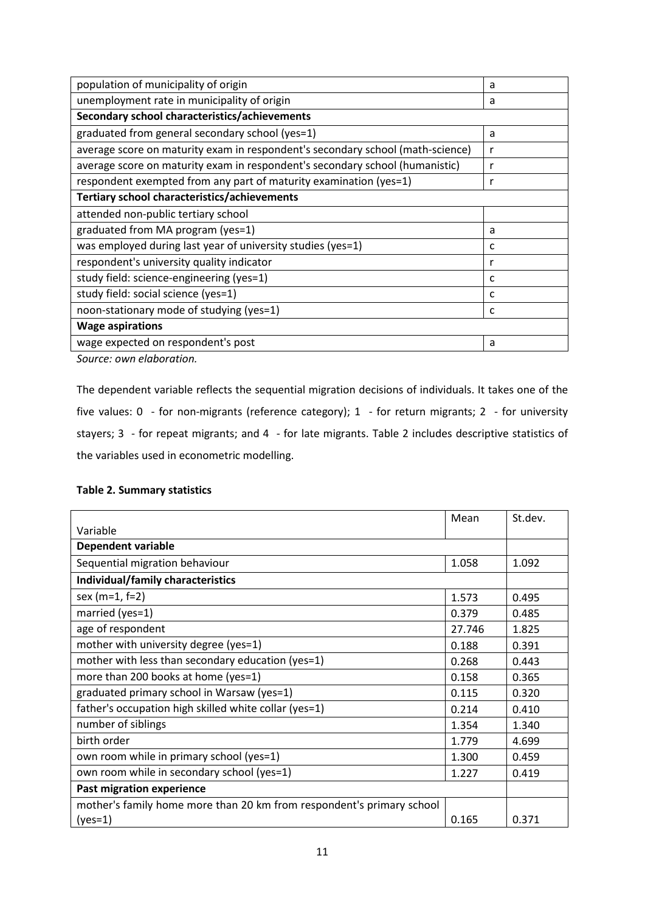| | |
|---|---|
| population of municipality of origin | a |
| unemployment rate in municipality of origin | a |
| **Secondary school characteristics/achievements** | |
| graduated from general secondary school (yes=1) | a |
| average score on maturity exam in respondent's secondary school (math-science) | r |
| average score on maturity exam in respondent's secondary school (humanistic) | r |
| respondent exempted from any part of maturity examination (yes=1) | r |
| **Tertiary school characteristics/achievements** | |
| attended non-public tertiary school | |
| graduated from MA program (yes=1) | a |
| was employed during last year of university studies (yes=1) | c |
| respondent's university quality indicator | r |
| study field: science-engineering (yes=1) | c |
| study field: social science (yes=1) | c |
| noon-stationary mode of studying (yes=1) | c |
| **Wage aspirations** | |
| wage expected on respondent's post | a |

*Source: own elaboration.*

The dependent variable reflects the sequential migration decisions of individuals. It takes one of the five values: 0 - for non-migrants (reference category); 1 - for return migrants; 2 - for university stayers; 3 - for repeat migrants; and 4 - for late migrants. Table 2 includes descriptive statistics of the variables used in econometric modelling.

**Table 2. Summary statistics**

| Variable | Mean | St.dev. |
|---|---|---|
| **Dependent variable** | | |
| Sequential migration behaviour | 1.058 | 1.092 |
| **Individual/family characteristics** | | |
| sex (m=1, f=2) | 1.573 | 0.495 |
| married (yes=1) | 0.379 | 0.485 |
| age of respondent | 27.746 | 1.825 |
| mother with university degree (yes=1) | 0.188 | 0.391 |
| mother with less than secondary education (yes=1) | 0.268 | 0.443 |
| more than 200 books at home (yes=1) | 0.158 | 0.365 |
| graduated primary school in Warsaw (yes=1) | 0.115 | 0.320 |
| father's occupation high skilled white collar (yes=1) | 0.214 | 0.410 |
| number of siblings | 1.354 | 1.340 |
| birth order | 1.779 | 4.699 |
| own room while in primary school (yes=1) | 1.300 | 0.459 |
| own room while in secondary school (yes=1) | 1.227 | 0.419 |
| **Past migration experience** | | |
| mother's family home more than 20 km from respondent's primary school (yes=1) | 0.165 | 0.371 |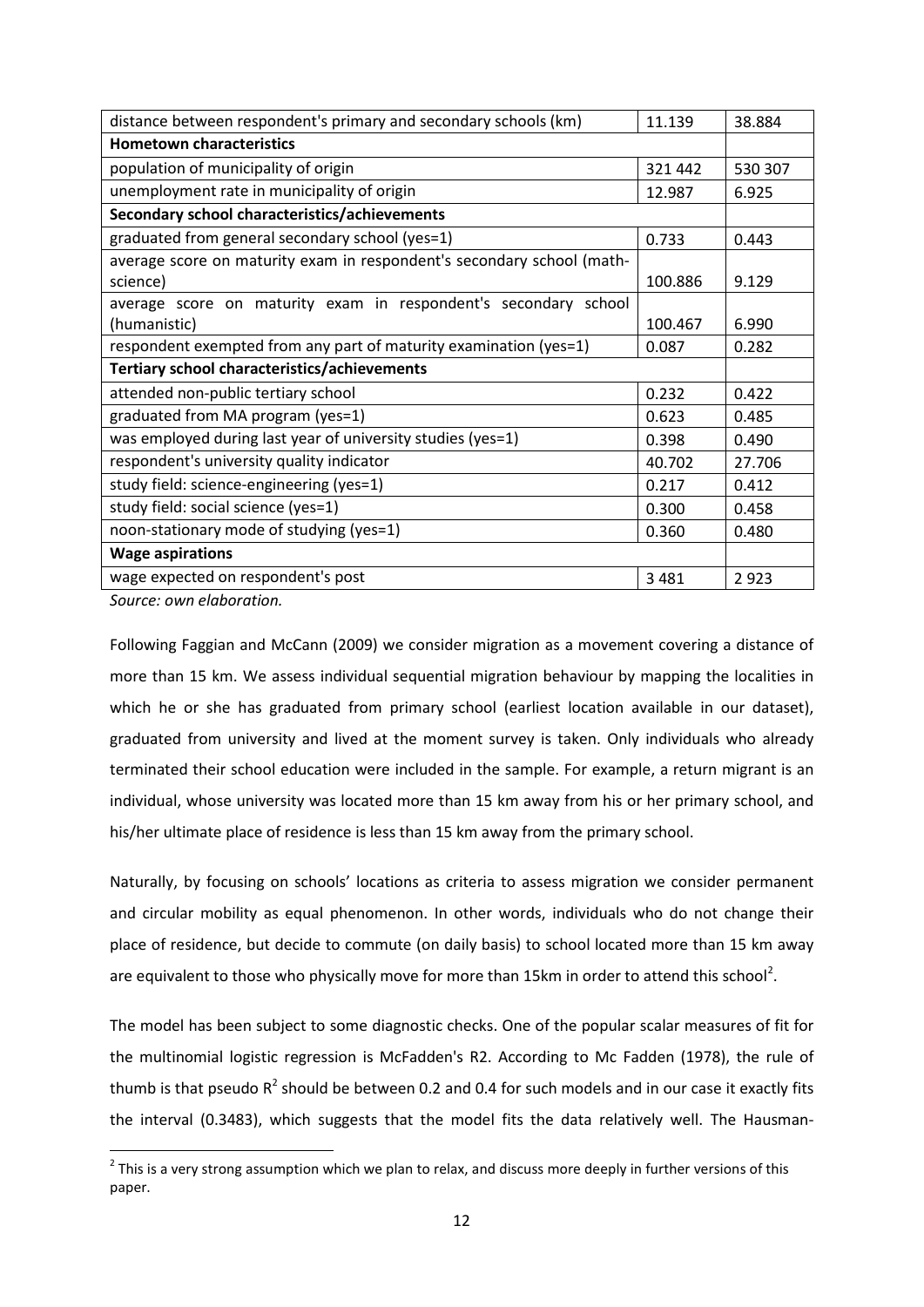| | | |
|---|---|---|
| distance between respondent's primary and secondary schools (km) | 11.139 | 38.884 |
| **Hometown characteristics** | | |
| population of municipality of origin | 321 442 | 530 307 |
| unemployment rate in municipality of origin | 12.987 | 6.925 |
| **Secondary school characteristics/achievements** | | |
| graduated from general secondary school (yes=1) | 0.733 | 0.443 |
| average score on maturity exam in respondent's secondary school (math-science) | 100.886 | 9.129 |
| average score on maturity exam in respondent's secondary school (humanistic) | 100.467 | 6.990 |
| respondent exempted from any part of maturity examination (yes=1) | 0.087 | 0.282 |
| **Tertiary school characteristics/achievements** | | |
| attended non-public tertiary school | 0.232 | 0.422 |
| graduated from MA program (yes=1) | 0.623 | 0.485 |
| was employed during last year of university studies (yes=1) | 0.398 | 0.490 |
| respondent's university quality indicator | 40.702 | 27.706 |
| study field: science-engineering (yes=1) | 0.217 | 0.412 |
| study field: social science (yes=1) | 0.300 | 0.458 |
| noon-stationary mode of studying (yes=1) | 0.360 | 0.480 |
| **Wage aspirations** | | |
| wage expected on respondent's post | 3 481 | 2 923 |

*Source: own elaboration.*

Following Faggian and McCann (2009) we consider migration as a movement covering a distance of more than 15 km. We assess individual sequential migration behaviour by mapping the localities in which he or she has graduated from primary school (earliest location available in our dataset), graduated from university and lived at the moment survey is taken. Only individuals who already terminated their school education were included in the sample. For example, a return migrant is an individual, whose university was located more than 15 km away from his or her primary school, and his/her ultimate place of residence is less than 15 km away from the primary school.

Naturally, by focusing on schools' locations as criteria to assess migration we consider permanent and circular mobility as equal phenomenon. In other words, individuals who do not change their place of residence, but decide to commute (on daily basis) to school located more than 15 km away are equivalent to those who physically move for more than 15km in order to attend this school[2].

The model has been subject to some diagnostic checks. One of the popular scalar measures of fit for the multinomial logistic regression is McFadden's R2. According to Mc Fadden (1978), the rule of thumb is that pseudo $R^2$ should be between 0.2 and 0.4 for such models and in our case it exactly fits the interval (0.3483), which suggests that the model fits the data relatively well. The Hausman-

[2] This is a very strong assumption which we plan to relax, and discuss more deeply in further versions of this paper.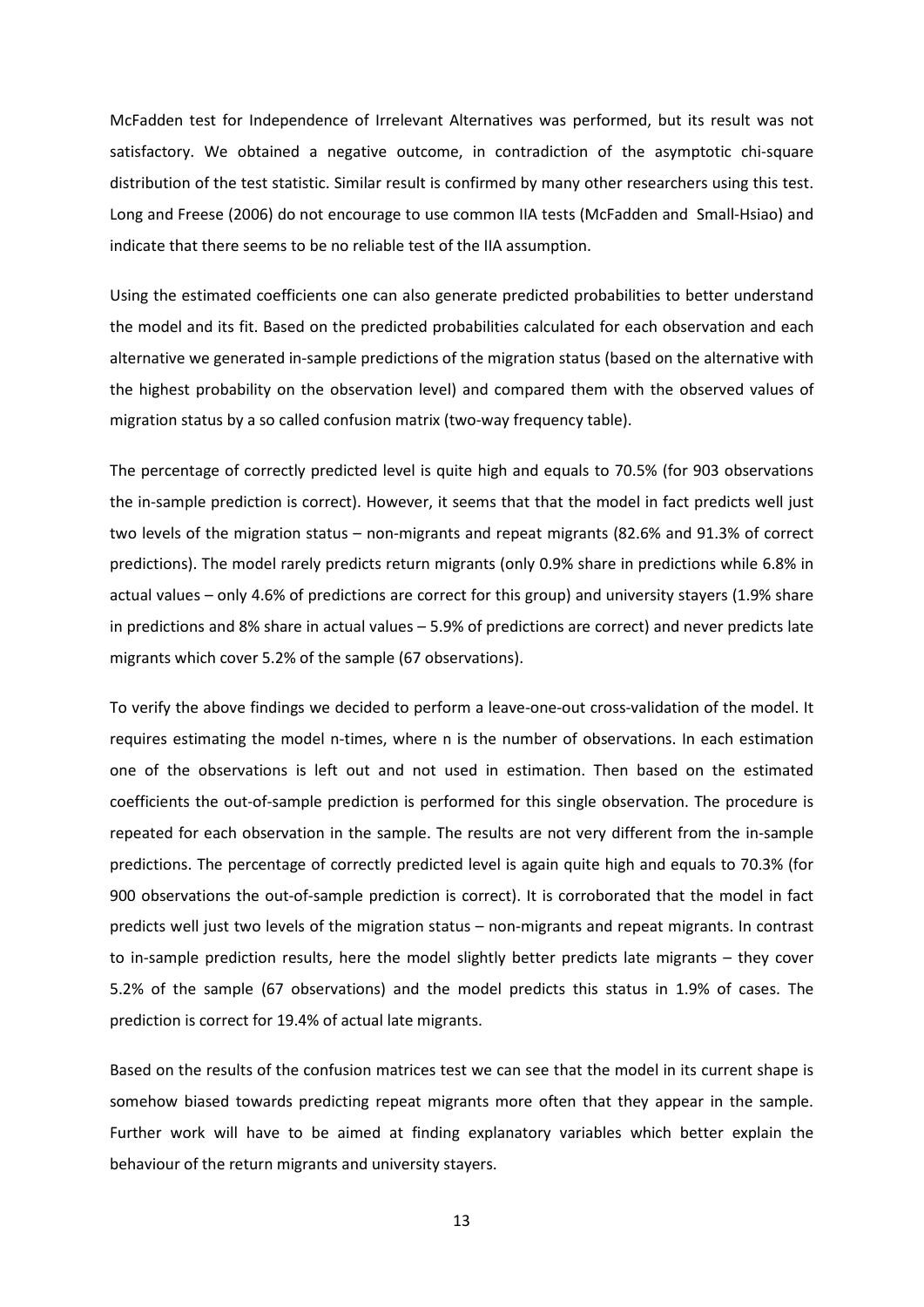McFadden test for Independence of Irrelevant Alternatives was performed, but its result was not satisfactory. We obtained a negative outcome, in contradiction of the asymptotic chi-square distribution of the test statistic. Similar result is confirmed by many other researchers using this test. Long and Freese (2006) do not encourage to use common IIA tests (McFadden and Small-Hsiao) and indicate that there seems to be no reliable test of the IIA assumption.

Using the estimated coefficients one can also generate predicted probabilities to better understand the model and its fit. Based on the predicted probabilities calculated for each observation and each alternative we generated in-sample predictions of the migration status (based on the alternative with the highest probability on the observation level) and compared them with the observed values of migration status by a so called confusion matrix (two-way frequency table).

The percentage of correctly predicted level is quite high and equals to 70.5% (for 903 observations the in-sample prediction is correct). However, it seems that that the model in fact predicts well just two levels of the migration status – non-migrants and repeat migrants (82.6% and 91.3% of correct predictions). The model rarely predicts return migrants (only 0.9% share in predictions while 6.8% in actual values – only 4.6% of predictions are correct for this group) and university stayers (1.9% share in predictions and 8% share in actual values – 5.9% of predictions are correct) and never predicts late migrants which cover 5.2% of the sample (67 observations).

To verify the above findings we decided to perform a leave-one-out cross-validation of the model. It requires estimating the model n-times, where n is the number of observations. In each estimation one of the observations is left out and not used in estimation. Then based on the estimated coefficients the out-of-sample prediction is performed for this single observation. The procedure is repeated for each observation in the sample. The results are not very different from the in-sample predictions. The percentage of correctly predicted level is again quite high and equals to 70.3% (for 900 observations the out-of-sample prediction is correct). It is corroborated that the model in fact predicts well just two levels of the migration status – non-migrants and repeat migrants. In contrast to in-sample prediction results, here the model slightly better predicts late migrants – they cover 5.2% of the sample (67 observations) and the model predicts this status in 1.9% of cases. The prediction is correct for 19.4% of actual late migrants.

Based on the results of the confusion matrices test we can see that the model in its current shape is somehow biased towards predicting repeat migrants more often that they appear in the sample. Further work will have to be aimed at finding explanatory variables which better explain the behaviour of the return migrants and university stayers.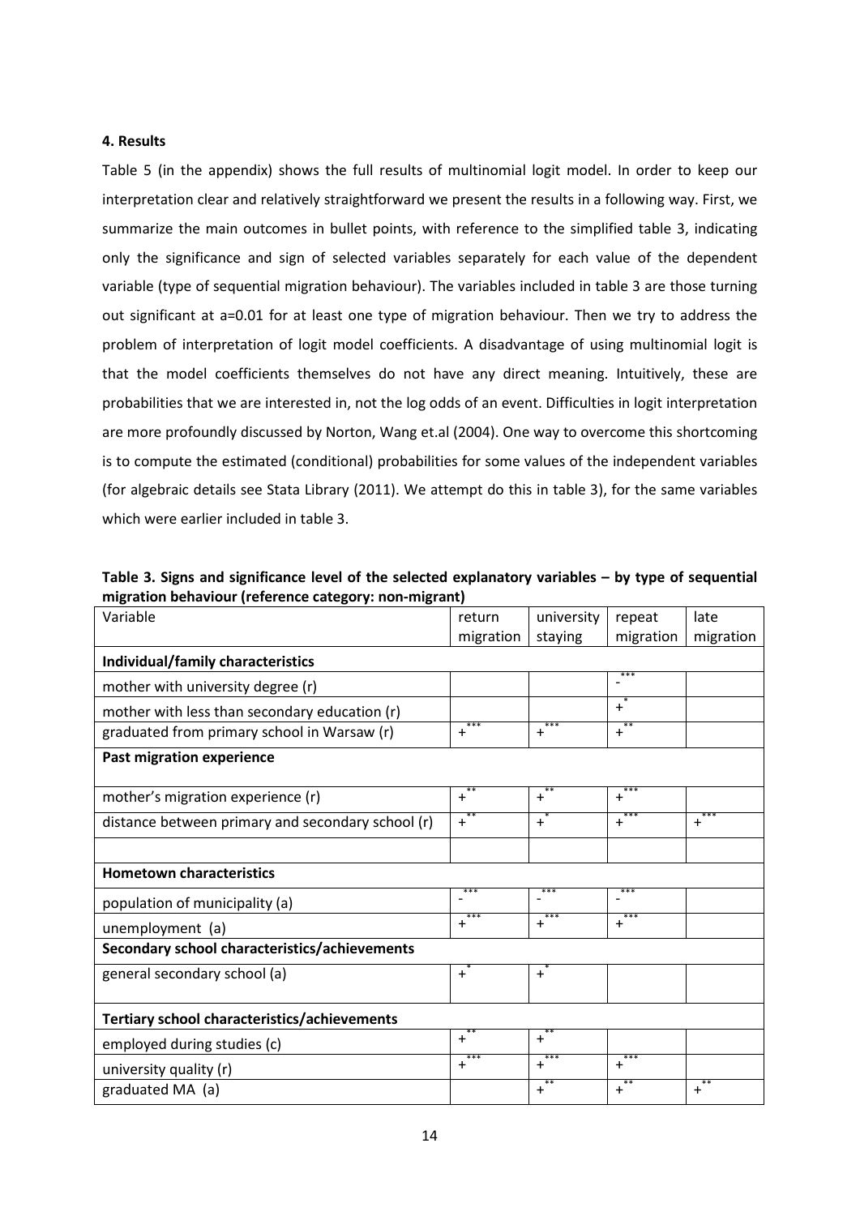### 4. Results

Table 5 (in the appendix) shows the full results of multinomial logit model. In order to keep our interpretation clear and relatively straightforward we present the results in a following way. First, we summarize the main outcomes in bullet points, with reference to the simplified table 3, indicating only the significance and sign of selected variables separately for each value of the dependent variable (type of sequential migration behaviour). The variables included in table 3 are those turning out significant at a=0.01 for at least one type of migration behaviour. Then we try to address the problem of interpretation of logit model coefficients. A disadvantage of using multinomial logit is that the model coefficients themselves do not have any direct meaning. Intuitively, these are probabilities that we are interested in, not the log odds of an event. Difficulties in logit interpretation are more profoundly discussed by Norton, Wang et.al (2004). One way to overcome this shortcoming is to compute the estimated (conditional) probabilities for some values of the independent variables (for algebraic details see Stata Library (2011). We attempt do this in table 3), for the same variables which were earlier included in table 3.

**Table 3. Signs and significance level of the selected explanatory variables – by type of sequential migration behaviour (reference category: non-migrant)**

| Variable | return migration | university staying | repeat migration | late migration |
|---|---|---|---|---|
| **Individual/family characteristics** | | | | |
| mother with university degree (r) | | | -*** | |
| mother with less than secondary education (r) | | | +* | |
| graduated from primary school in Warsaw (r) | +*** | +*** | +** | |
| **Past migration experience** | | | | |
| mother's migration experience (r) | +** | +** | +*** | |
| distance between primary and secondary school (r) | +** | +* | +*** | +*** |
| | | | | |
| **Hometown characteristics** | | | | |
| population of municipality (a) | -*** | -*** | -*** | |
| unemployment (a) | +*** | +*** | +*** | |
| **Secondary school characteristics/achievements** | | | | |
| general secondary school (a) | +* | +* | | |
| **Tertiary school characteristics/achievements** | | | | |
| employed during studies (c) | +** | +** | | |
| university quality (r) | +*** | +*** | +*** | |
| graduated MA (a) | | +** | +** | +** |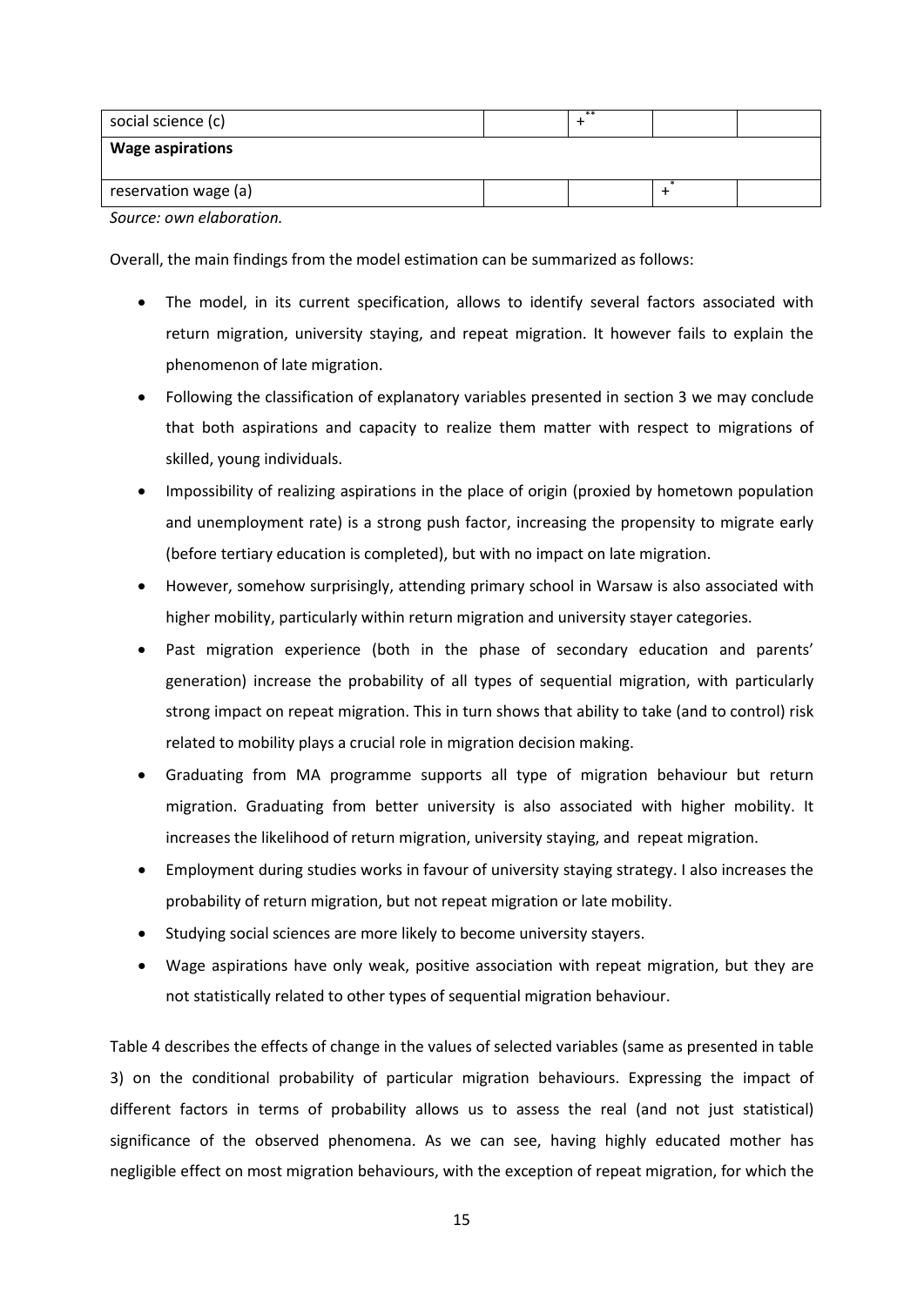| | | | | |
|---|---|---|---|---|
| social science (c) | | +** | | |
| **Wage aspirations** | | | | |
| reservation wage (a) | | | +* | |

*Source: own elaboration.*

Overall, the main findings from the model estimation can be summarized as follows:

- The model, in its current specification, allows to identify several factors associated with return migration, university staying, and repeat migration. It however fails to explain the phenomenon of late migration.
- Following the classification of explanatory variables presented in section 3 we may conclude that both aspirations and capacity to realize them matter with respect to migrations of skilled, young individuals.
- Impossibility of realizing aspirations in the place of origin (proxied by hometown population and unemployment rate) is a strong push factor, increasing the propensity to migrate early (before tertiary education is completed), but with no impact on late migration.
- However, somehow surprisingly, attending primary school in Warsaw is also associated with higher mobility, particularly within return migration and university stayer categories.
- Past migration experience (both in the phase of secondary education and parents' generation) increase the probability of all types of sequential migration, with particularly strong impact on repeat migration. This in turn shows that ability to take (and to control) risk related to mobility plays a crucial role in migration decision making.
- Graduating from MA programme supports all type of migration behaviour but return migration. Graduating from better university is also associated with higher mobility. It increases the likelihood of return migration, university staying, and repeat migration.
- Employment during studies works in favour of university staying strategy. I also increases the probability of return migration, but not repeat migration or late mobility.
- Studying social sciences are more likely to become university stayers.
- Wage aspirations have only weak, positive association with repeat migration, but they are not statistically related to other types of sequential migration behaviour.

Table 4 describes the effects of change in the values of selected variables (same as presented in table 3) on the conditional probability of particular migration behaviours. Expressing the impact of different factors in terms of probability allows us to assess the real (and not just statistical) significance of the observed phenomena. As we can see, having highly educated mother has negligible effect on most migration behaviours, with the exception of repeat migration, for which the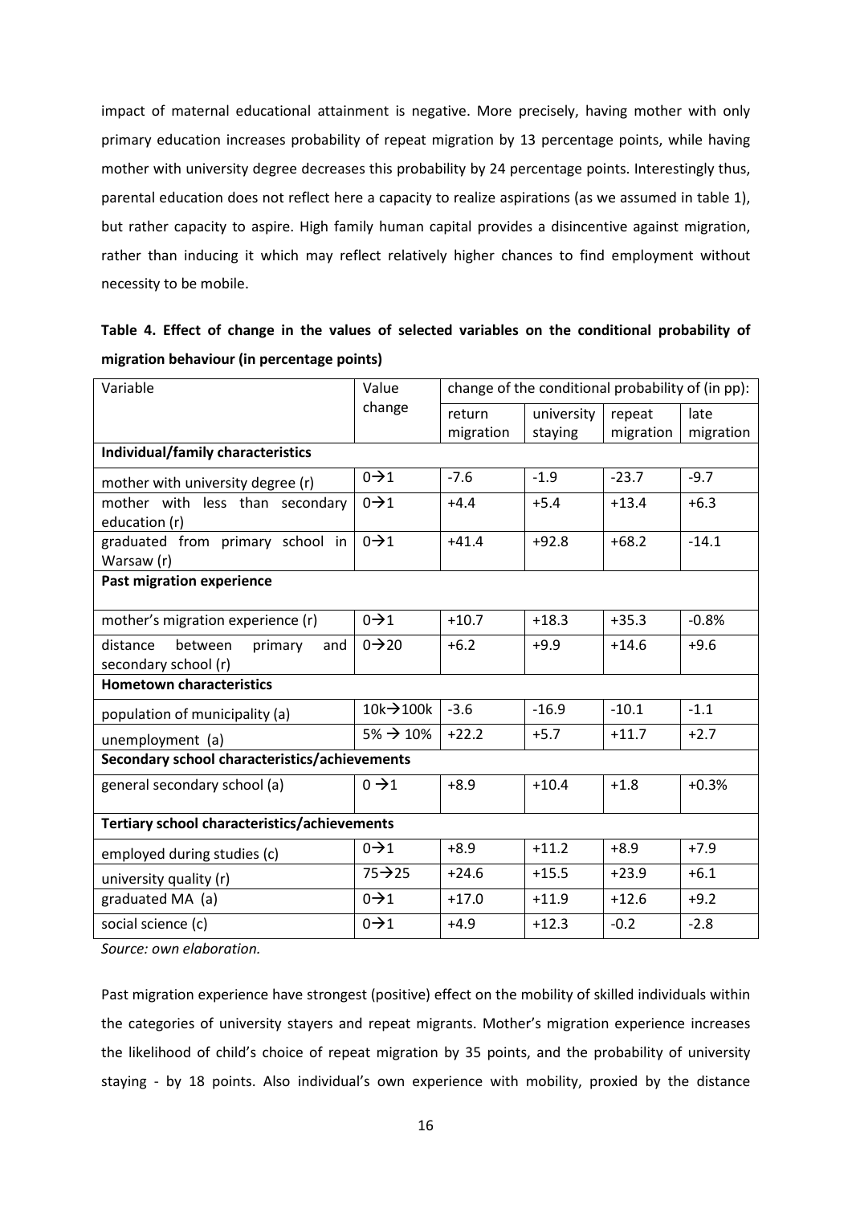impact of maternal educational attainment is negative. More precisely, having mother with only primary education increases probability of repeat migration by 13 percentage points, while having mother with university degree decreases this probability by 24 percentage points. Interestingly thus, parental education does not reflect here a capacity to realize aspirations (as we assumed in table 1), but rather capacity to aspire. High family human capital provides a disincentive against migration, rather than inducing it which may reflect relatively higher chances to find employment without necessity to be mobile.

**Table 4. Effect of change in the values of selected variables on the conditional probability of migration behaviour (in percentage points)**

| Variable | Value change | change of the conditional probability of (in pp): | | | |
|---|---|---|---|---|---|
| | | return migration | university staying | repeat migration | late migration |
| **Individual/family characteristics** | | | | | |
| mother with university degree (r) | 0→1 | -7.6 | -1.9 | -23.7 | -9.7 |
| mother with less than secondary education (r) | 0→1 | +4.4 | +5.4 | +13.4 | +6.3 |
| graduated from primary school in Warsaw (r) | 0→1 | +41.4 | +92.8 | +68.2 | -14.1 |
| **Past migration experience** | | | | | |
| mother's migration experience (r) | 0→1 | +10.7 | +18.3 | +35.3 | -0.8% |
| distance between primary and secondary school (r) | 0→20 | +6.2 | +9.9 | +14.6 | +9.6 |
| **Hometown characteristics** | | | | | |
| population of municipality (a) | 10k→100k | -3.6 | -16.9 | -10.1 | -1.1 |
| unemployment (a) | 5% → 10% | +22.2 | +5.7 | +11.7 | +2.7 |
| **Secondary school characteristics/achievements** | | | | | |
| general secondary school (a) | 0 →1 | +8.9 | +10.4 | +1.8 | +0.3% |
| **Tertiary school characteristics/achievements** | | | | | |
| employed during studies (c) | 0→1 | +8.9 | +11.2 | +8.9 | +7.9 |
| university quality (r) | 75→25 | +24.6 | +15.5 | +23.9 | +6.1 |
| graduated MA (a) | 0→1 | +17.0 | +11.9 | +12.6 | +9.2 |
| social science (c) | 0→1 | +4.9 | +12.3 | -0.2 | -2.8 |

*Source: own elaboration.*

Past migration experience have strongest (positive) effect on the mobility of skilled individuals within the categories of university stayers and repeat migrants. Mother's migration experience increases the likelihood of child's choice of repeat migration by 35 points, and the probability of university staying - by 18 points. Also individual's own experience with mobility, proxied by the distance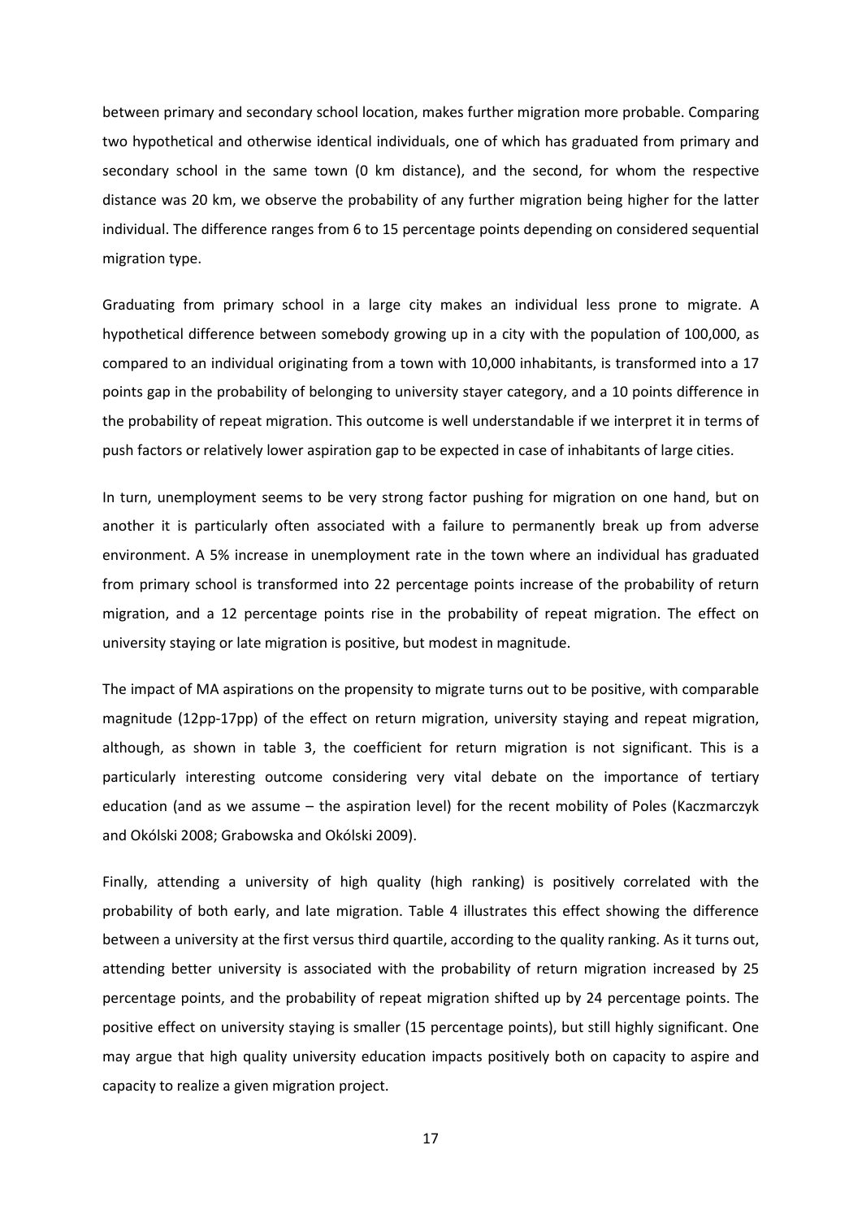between primary and secondary school location, makes further migration more probable. Comparing two hypothetical and otherwise identical individuals, one of which has graduated from primary and secondary school in the same town (0 km distance), and the second, for whom the respective distance was 20 km, we observe the probability of any further migration being higher for the latter individual. The difference ranges from 6 to 15 percentage points depending on considered sequential migration type.

Graduating from primary school in a large city makes an individual less prone to migrate. A hypothetical difference between somebody growing up in a city with the population of 100,000, as compared to an individual originating from a town with 10,000 inhabitants, is transformed into a 17 points gap in the probability of belonging to university stayer category, and a 10 points difference in the probability of repeat migration. This outcome is well understandable if we interpret it in terms of push factors or relatively lower aspiration gap to be expected in case of inhabitants of large cities.

In turn, unemployment seems to be very strong factor pushing for migration on one hand, but on another it is particularly often associated with a failure to permanently break up from adverse environment. A 5% increase in unemployment rate in the town where an individual has graduated from primary school is transformed into 22 percentage points increase of the probability of return migration, and a 12 percentage points rise in the probability of repeat migration. The effect on university staying or late migration is positive, but modest in magnitude.

The impact of MA aspirations on the propensity to migrate turns out to be positive, with comparable magnitude (12pp-17pp) of the effect on return migration, university staying and repeat migration, although, as shown in table 3, the coefficient for return migration is not significant. This is a particularly interesting outcome considering very vital debate on the importance of tertiary education (and as we assume – the aspiration level) for the recent mobility of Poles (Kaczmarczyk and Okólski 2008; Grabowska and Okólski 2009).

Finally, attending a university of high quality (high ranking) is positively correlated with the probability of both early, and late migration. Table 4 illustrates this effect showing the difference between a university at the first versus third quartile, according to the quality ranking. As it turns out, attending better university is associated with the probability of return migration increased by 25 percentage points, and the probability of repeat migration shifted up by 24 percentage points. The positive effect on university staying is smaller (15 percentage points), but still highly significant. One may argue that high quality university education impacts positively both on capacity to aspire and capacity to realize a given migration project.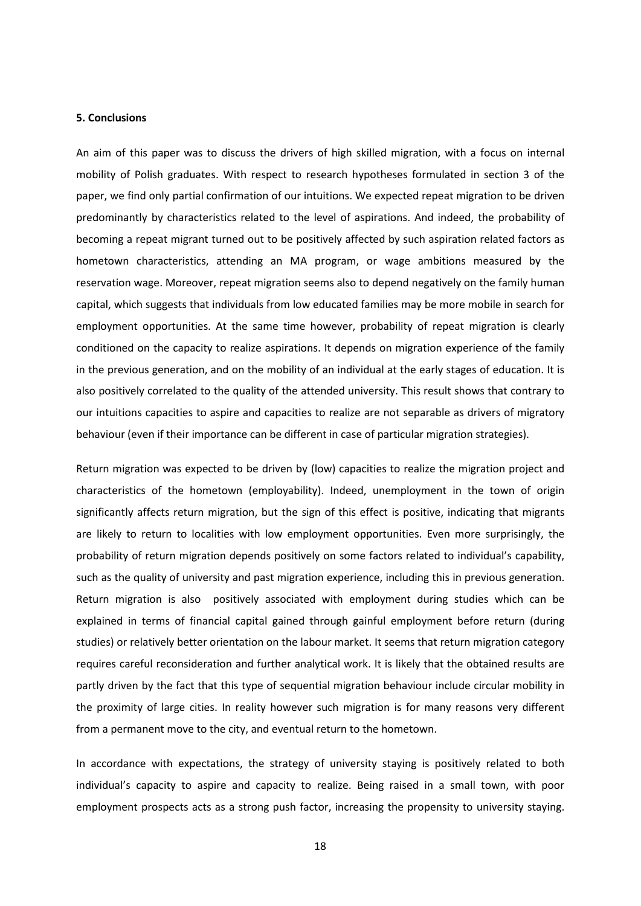## 5. Conclusions

An aim of this paper was to discuss the drivers of high skilled migration, with a focus on internal mobility of Polish graduates. With respect to research hypotheses formulated in section 3 of the paper, we find only partial confirmation of our intuitions. We expected repeat migration to be driven predominantly by characteristics related to the level of aspirations. And indeed, the probability of becoming a repeat migrant turned out to be positively affected by such aspiration related factors as hometown characteristics, attending an MA program, or wage ambitions measured by the reservation wage. Moreover, repeat migration seems also to depend negatively on the family human capital, which suggests that individuals from low educated families may be more mobile in search for employment opportunities. At the same time however, probability of repeat migration is clearly conditioned on the capacity to realize aspirations. It depends on migration experience of the family in the previous generation, and on the mobility of an individual at the early stages of education. It is also positively correlated to the quality of the attended university. This result shows that contrary to our intuitions capacities to aspire and capacities to realize are not separable as drivers of migratory behaviour (even if their importance can be different in case of particular migration strategies).

Return migration was expected to be driven by (low) capacities to realize the migration project and characteristics of the hometown (employability). Indeed, unemployment in the town of origin significantly affects return migration, but the sign of this effect is positive, indicating that migrants are likely to return to localities with low employment opportunities. Even more surprisingly, the probability of return migration depends positively on some factors related to individual's capability, such as the quality of university and past migration experience, including this in previous generation. Return migration is also positively associated with employment during studies which can be explained in terms of financial capital gained through gainful employment before return (during studies) or relatively better orientation on the labour market. It seems that return migration category requires careful reconsideration and further analytical work. It is likely that the obtained results are partly driven by the fact that this type of sequential migration behaviour include circular mobility in the proximity of large cities. In reality however such migration is for many reasons very different from a permanent move to the city, and eventual return to the hometown.

In accordance with expectations, the strategy of university staying is positively related to both individual's capacity to aspire and capacity to realize. Being raised in a small town, with poor employment prospects acts as a strong push factor, increasing the propensity to university staying.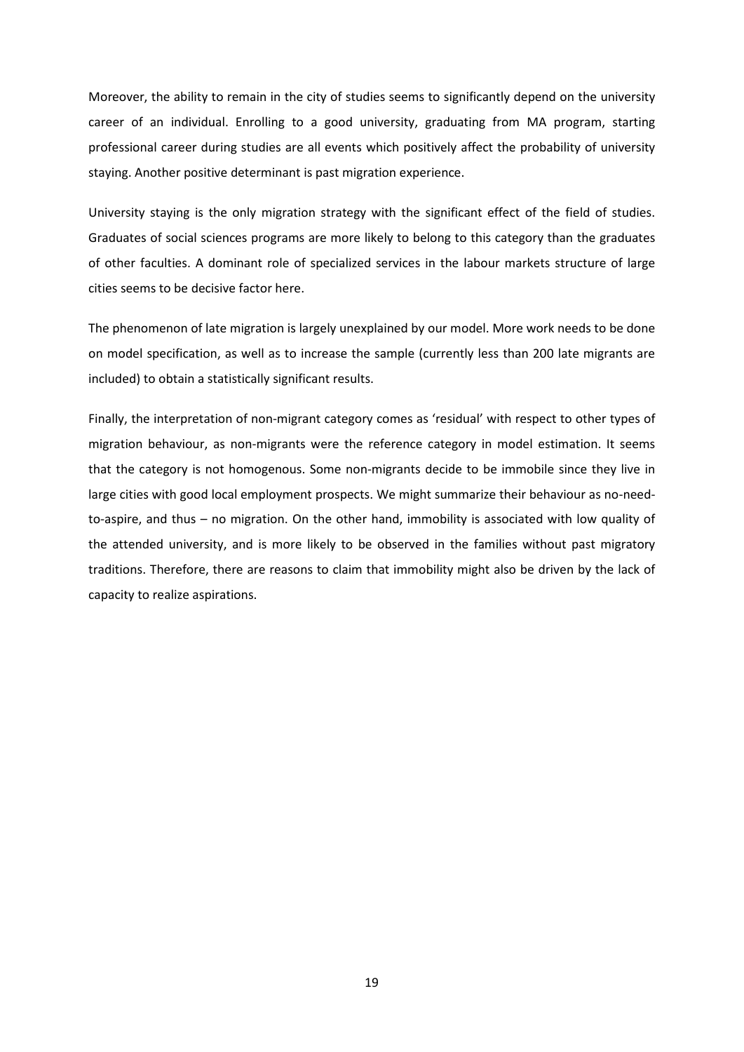Moreover, the ability to remain in the city of studies seems to significantly depend on the university career of an individual. Enrolling to a good university, graduating from MA program, starting professional career during studies are all events which positively affect the probability of university staying. Another positive determinant is past migration experience.

University staying is the only migration strategy with the significant effect of the field of studies. Graduates of social sciences programs are more likely to belong to this category than the graduates of other faculties. A dominant role of specialized services in the labour markets structure of large cities seems to be decisive factor here.

The phenomenon of late migration is largely unexplained by our model. More work needs to be done on model specification, as well as to increase the sample (currently less than 200 late migrants are included) to obtain a statistically significant results.

Finally, the interpretation of non-migrant category comes as 'residual' with respect to other types of migration behaviour, as non-migrants were the reference category in model estimation. It seems that the category is not homogenous. Some non-migrants decide to be immobile since they live in large cities with good local employment prospects. We might summarize their behaviour as no-need-to-aspire, and thus – no migration. On the other hand, immobility is associated with low quality of the attended university, and is more likely to be observed in the families without past migratory traditions. Therefore, there are reasons to claim that immobility might also be driven by the lack of capacity to realize aspirations.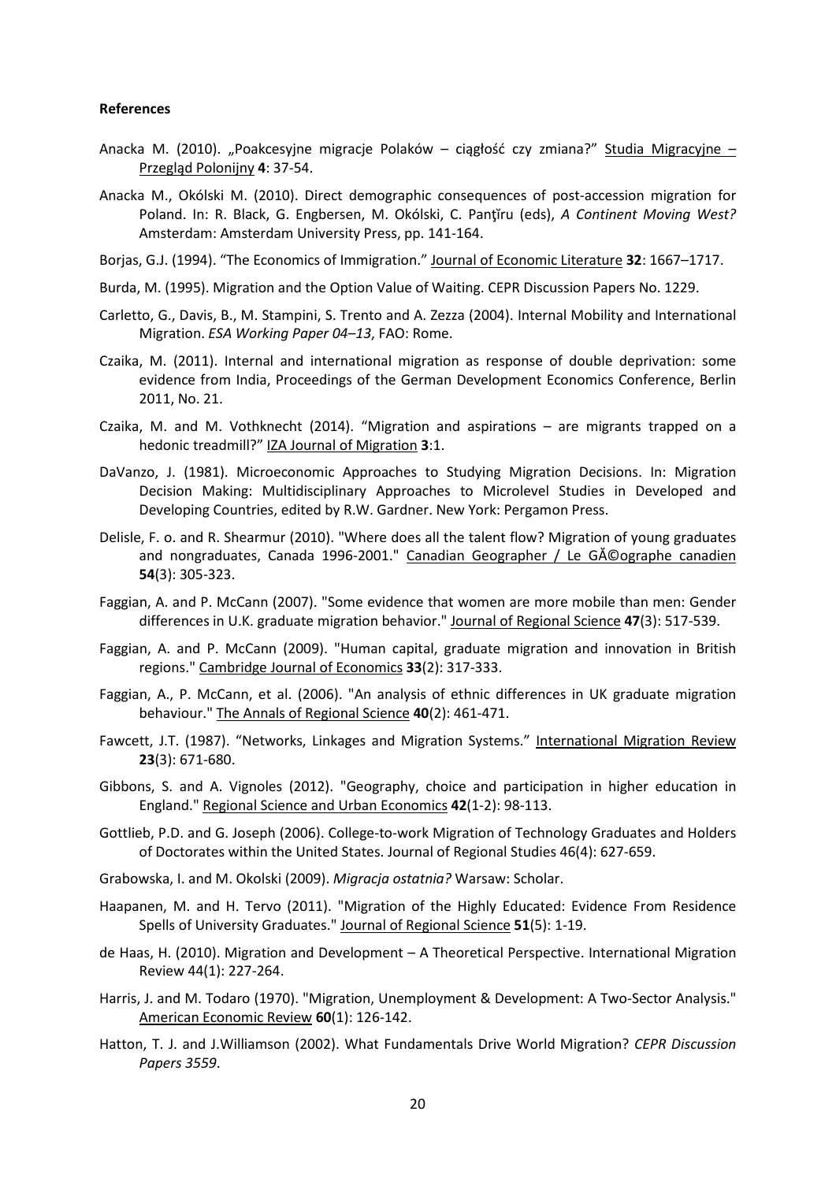**References**

Anacka M. (2010). „Poakcesyjne migracje Polaków – ciągłość czy zmiana?" Studia Migracyjne – Przegląd Polonijny **4**: 37-54.

Anacka M., Okólski M. (2010). Direct demographic consequences of post-accession migration for Poland. In: R. Black, G. Engbersen, M. Okólski, C. Panţîru (eds), *A Continent Moving West?* Amsterdam: Amsterdam University Press, pp. 141-164.

Borjas, G.J. (1994). "The Economics of Immigration." Journal of Economic Literature **32**: 1667–1717.

Burda, M. (1995). Migration and the Option Value of Waiting. CEPR Discussion Papers No. 1229.

Carletto, G., Davis, B., M. Stampini, S. Trento and A. Zezza (2004). Internal Mobility and International Migration. *ESA Working Paper 04–13*, FAO: Rome.

Czaika, M. (2011). Internal and international migration as response of double deprivation: some evidence from India, Proceedings of the German Development Economics Conference, Berlin 2011, No. 21.

Czaika, M. and M. Vothknecht (2014). "Migration and aspirations – are migrants trapped on a hedonic treadmill?" IZA Journal of Migration **3**:1.

DaVanzo, J. (1981). Microeconomic Approaches to Studying Migration Decisions. In: Migration Decision Making: Multidisciplinary Approaches to Microlevel Studies in Developed and Developing Countries, edited by R.W. Gardner. New York: Pergamon Press.

Delisle, F. o. and R. Shearmur (2010). "Where does all the talent flow? Migration of young graduates and nongraduates, Canada 1996-2001." Canadian Geographer / Le GÃ©ographe canadien **54**(3): 305-323.

Faggian, A. and P. McCann (2007). "Some evidence that women are more mobile than men: Gender differences in U.K. graduate migration behavior." Journal of Regional Science **47**(3): 517-539.

Faggian, A. and P. McCann (2009). "Human capital, graduate migration and innovation in British regions." Cambridge Journal of Economics **33**(2): 317-333.

Faggian, A., P. McCann, et al. (2006). "An analysis of ethnic differences in UK graduate migration behaviour." The Annals of Regional Science **40**(2): 461-471.

Fawcett, J.T. (1987). "Networks, Linkages and Migration Systems." International Migration Review **23**(3): 671-680.

Gibbons, S. and A. Vignoles (2012). "Geography, choice and participation in higher education in England." Regional Science and Urban Economics **42**(1-2): 98-113.

Gottlieb, P.D. and G. Joseph (2006). College-to-work Migration of Technology Graduates and Holders of Doctorates within the United States. Journal of Regional Studies 46(4): 627-659.

Grabowska, I. and M. Okolski (2009). *Migracja ostatnia?* Warsaw: Scholar.

Haapanen, M. and H. Tervo (2011). "Migration of the Highly Educated: Evidence From Residence Spells of University Graduates." Journal of Regional Science **51**(5): 1-19.

de Haas, H. (2010). Migration and Development – A Theoretical Perspective. International Migration Review 44(1): 227-264.

Harris, J. and M. Todaro (1970). "Migration, Unemployment & Development: A Two-Sector Analysis." American Economic Review **60**(1): 126-142.

Hatton, T. J. and J.Williamson (2002). What Fundamentals Drive World Migration? *CEPR Discussion Papers 3559*.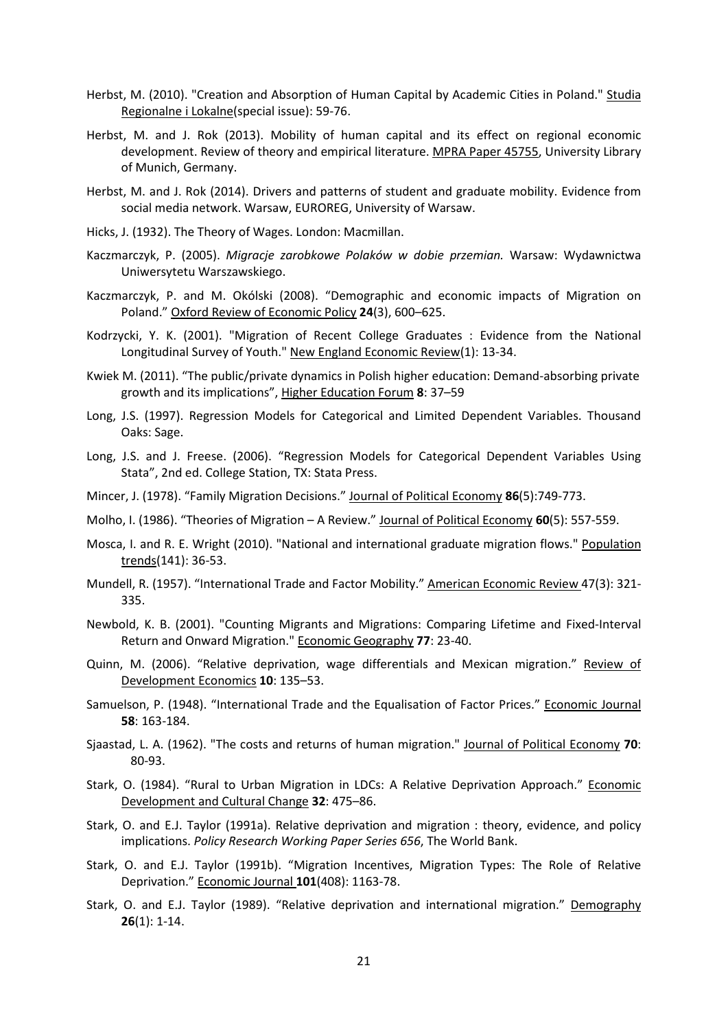Herbst, M. (2010). "Creation and Absorption of Human Capital by Academic Cities in Poland." Studia Regionalne i Lokalne(special issue): 59-76.

Herbst, M. and J. Rok (2013). Mobility of human capital and its effect on regional economic development. Review of theory and empirical literature. MPRA Paper 45755, University Library of Munich, Germany.

Herbst, M. and J. Rok (2014). Drivers and patterns of student and graduate mobility. Evidence from social media network. Warsaw, EUROREG, University of Warsaw.

Hicks, J. (1932). The Theory of Wages. London: Macmillan.

Kaczmarczyk, P. (2005). *Migracje zarobkowe Polaków w dobie przemian.* Warsaw: Wydawnictwa Uniwersytetu Warszawskiego.

Kaczmarczyk, P. and M. Okólski (2008). "Demographic and economic impacts of Migration on Poland." Oxford Review of Economic Policy **24**(3), 600–625.

Kodrzycki, Y. K. (2001). "Migration of Recent College Graduates : Evidence from the National Longitudinal Survey of Youth." New England Economic Review(1): 13-34.

Kwiek M. (2011). "The public/private dynamics in Polish higher education: Demand-absorbing private growth and its implications", Higher Education Forum **8**: 37–59

Long, J.S. (1997). Regression Models for Categorical and Limited Dependent Variables. Thousand Oaks: Sage.

Long, J.S. and J. Freese. (2006). "Regression Models for Categorical Dependent Variables Using Stata", 2nd ed. College Station, TX: Stata Press.

Mincer, J. (1978). "Family Migration Decisions." Journal of Political Economy **86**(5):749-773.

Molho, I. (1986). "Theories of Migration – A Review." Journal of Political Economy **60**(5): 557-559.

Mosca, I. and R. E. Wright (2010). "National and international graduate migration flows." Population trends(141): 36-53.

Mundell, R. (1957). "International Trade and Factor Mobility." American Economic Review 47(3): 321-335.

Newbold, K. B. (2001). "Counting Migrants and Migrations: Comparing Lifetime and Fixed-Interval Return and Onward Migration." Economic Geography **77**: 23-40.

Quinn, M. (2006). "Relative deprivation, wage differentials and Mexican migration." Review of Development Economics **10**: 135–53.

Samuelson, P. (1948). "International Trade and the Equalisation of Factor Prices." Economic Journal **58**: 163-184.

Sjaastad, L. A. (1962). "The costs and returns of human migration." Journal of Political Economy **70**: 80-93.

Stark, O. (1984). "Rural to Urban Migration in LDCs: A Relative Deprivation Approach." Economic Development and Cultural Change **32**: 475–86.

Stark, O. and E.J. Taylor (1991a). Relative deprivation and migration : theory, evidence, and policy implications. *Policy Research Working Paper Series 656*, The World Bank.

Stark, O. and E.J. Taylor (1991b). "Migration Incentives, Migration Types: The Role of Relative Deprivation." Economic Journal **101**(408): 1163-78.

Stark, O. and E.J. Taylor (1989). "Relative deprivation and international migration." Demography **26**(1): 1-14.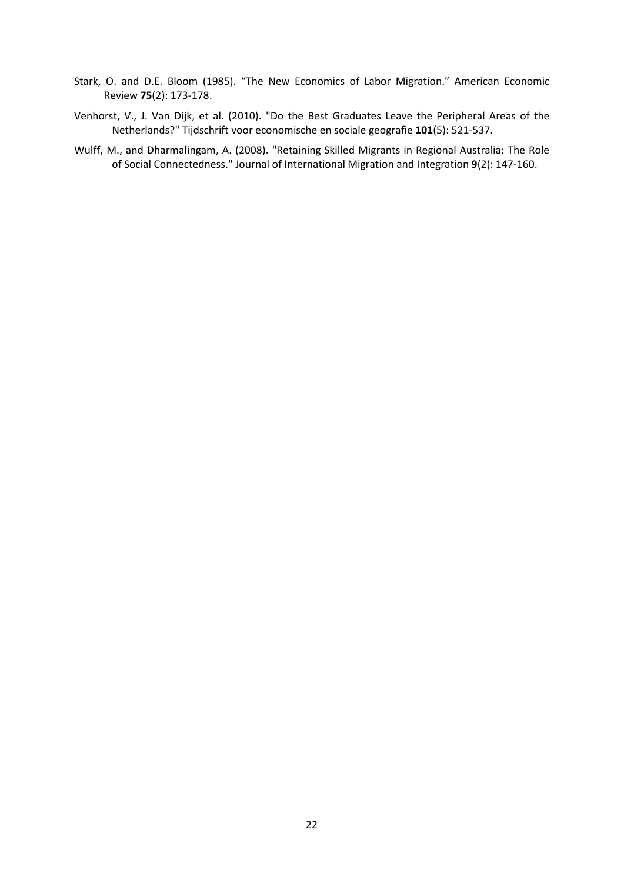Stark, O. and D.E. Bloom (1985). "The New Economics of Labor Migration." American Economic Review **75**(2): 173-178.

Venhorst, V., J. Van Dijk, et al. (2010). "Do the Best Graduates Leave the Peripheral Areas of the Netherlands?" Tijdschrift voor economische en sociale geografie **101**(5): 521-537.

Wulff, M., and Dharmalingam, A. (2008). "Retaining Skilled Migrants in Regional Australia: The Role of Social Connectedness." Journal of International Migration and Integration **9**(2): 147-160.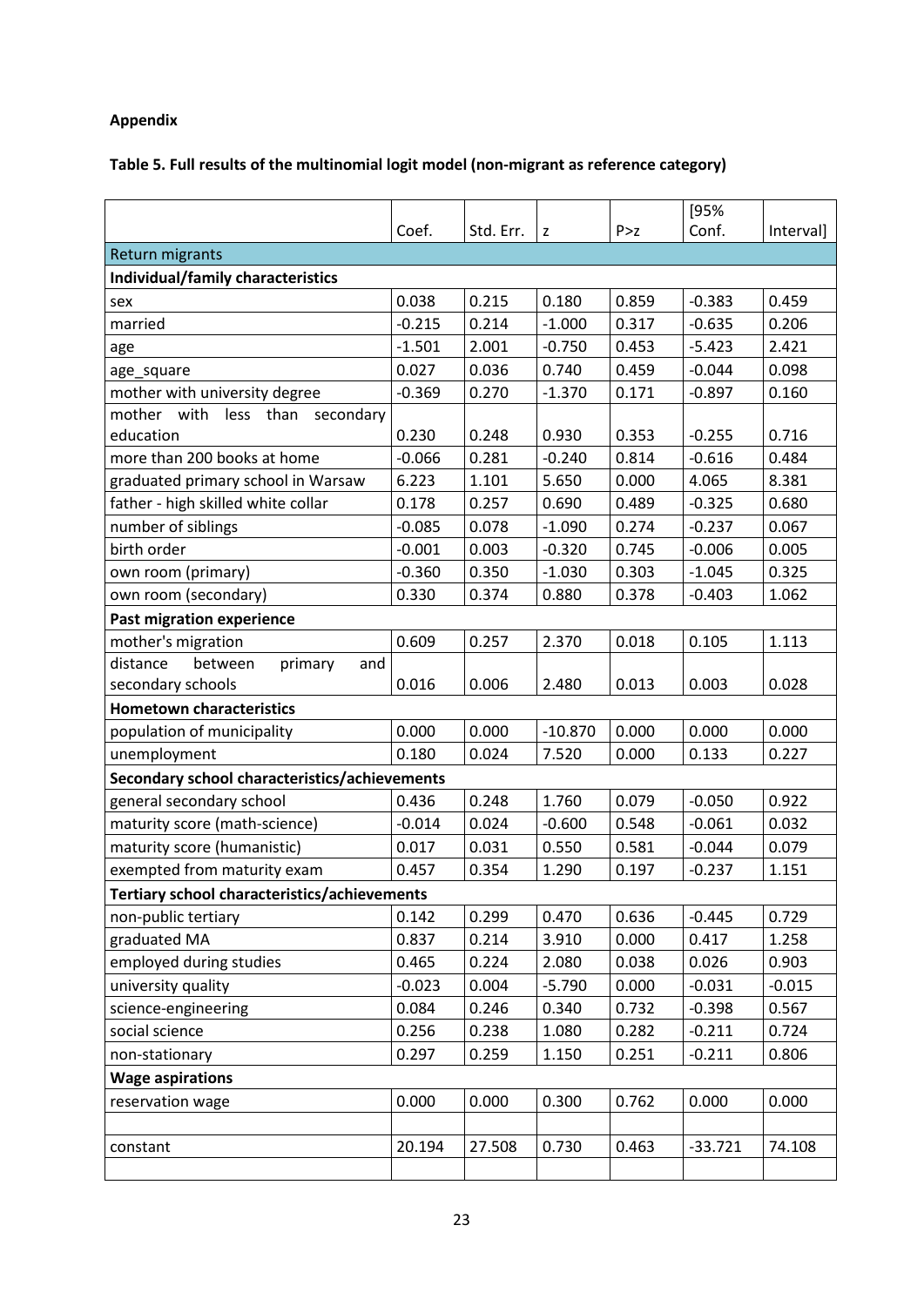**Appendix**

**Table 5. Full results of the multinomial logit model (non-migrant as reference category)**

| | Coef. | Std. Err. | z | P>z | [95% Conf. | Interval] |
|---|---|---|---|---|---|---|
| Return migrants | | | | | | |
| **Individual/family characteristics** | | | | | | |
| sex | 0.038 | 0.215 | 0.180 | 0.859 | -0.383 | 0.459 |
| married | -0.215 | 0.214 | -1.000 | 0.317 | -0.635 | 0.206 |
| age | -1.501 | 2.001 | -0.750 | 0.453 | -5.423 | 2.421 |
| age_square | 0.027 | 0.036 | 0.740 | 0.459 | -0.044 | 0.098 |
| mother with university degree | -0.369 | 0.270 | -1.370 | 0.171 | -0.897 | 0.160 |
| mother with less than secondary education | 0.230 | 0.248 | 0.930 | 0.353 | -0.255 | 0.716 |
| more than 200 books at home | -0.066 | 0.281 | -0.240 | 0.814 | -0.616 | 0.484 |
| graduated primary school in Warsaw | 6.223 | 1.101 | 5.650 | 0.000 | 4.065 | 8.381 |
| father - high skilled white collar | 0.178 | 0.257 | 0.690 | 0.489 | -0.325 | 0.680 |
| number of siblings | -0.085 | 0.078 | -1.090 | 0.274 | -0.237 | 0.067 |
| birth order | -0.001 | 0.003 | -0.320 | 0.745 | -0.006 | 0.005 |
| own room (primary) | -0.360 | 0.350 | -1.030 | 0.303 | -1.045 | 0.325 |
| own room (secondary) | 0.330 | 0.374 | 0.880 | 0.378 | -0.403 | 1.062 |
| **Past migration experience** | | | | | | |
| mother's migration | 0.609 | 0.257 | 2.370 | 0.018 | 0.105 | 1.113 |
| distance between primary and secondary schools | 0.016 | 0.006 | 2.480 | 0.013 | 0.003 | 0.028 |
| **Hometown characteristics** | | | | | | |
| population of municipality | 0.000 | 0.000 | -10.870 | 0.000 | 0.000 | 0.000 |
| unemployment | 0.180 | 0.024 | 7.520 | 0.000 | 0.133 | 0.227 |
| **Secondary school characteristics/achievements** | | | | | | |
| general secondary school | 0.436 | 0.248 | 1.760 | 0.079 | -0.050 | 0.922 |
| maturity score (math-science) | -0.014 | 0.024 | -0.600 | 0.548 | -0.061 | 0.032 |
| maturity score (humanistic) | 0.017 | 0.031 | 0.550 | 0.581 | -0.044 | 0.079 |
| exempted from maturity exam | 0.457 | 0.354 | 1.290 | 0.197 | -0.237 | 1.151 |
| **Tertiary school characteristics/achievements** | | | | | | |
| non-public tertiary | 0.142 | 0.299 | 0.470 | 0.636 | -0.445 | 0.729 |
| graduated MA | 0.837 | 0.214 | 3.910 | 0.000 | 0.417 | 1.258 |
| employed during studies | 0.465 | 0.224 | 2.080 | 0.038 | 0.026 | 0.903 |
| university quality | -0.023 | 0.004 | -5.790 | 0.000 | -0.031 | -0.015 |
| science-engineering | 0.084 | 0.246 | 0.340 | 0.732 | -0.398 | 0.567 |
| social science | 0.256 | 0.238 | 1.080 | 0.282 | -0.211 | 0.724 |
| non-stationary | 0.297 | 0.259 | 1.150 | 0.251 | -0.211 | 0.806 |
| **Wage aspirations** | | | | | | |
| reservation wage | 0.000 | 0.000 | 0.300 | 0.762 | 0.000 | 0.000 |
| | | | | | | |
| constant | 20.194 | 27.508 | 0.730 | 0.463 | -33.721 | 74.108 |
| | | | | | | |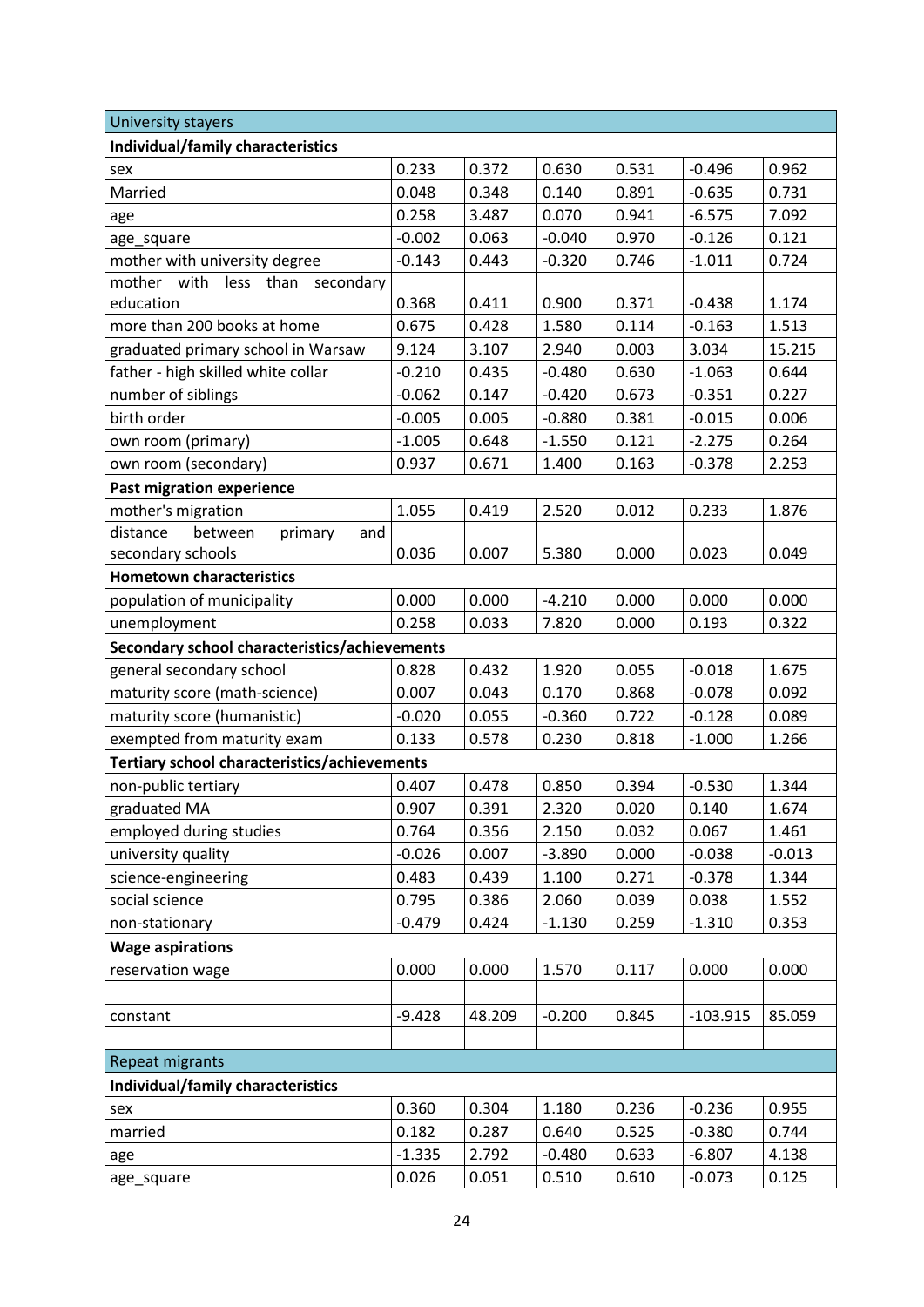| University stayers | | | | | | |
|---|---|---|---|---|---|---|
| **Individual/family characteristics** | | | | | | |
| sex | 0.233 | 0.372 | 0.630 | 0.531 | -0.496 | 0.962 |
| Married | 0.048 | 0.348 | 0.140 | 0.891 | -0.635 | 0.731 |
| age | 0.258 | 3.487 | 0.070 | 0.941 | -6.575 | 7.092 |
| age_square | -0.002 | 0.063 | -0.040 | 0.970 | -0.126 | 0.121 |
| mother with university degree | -0.143 | 0.443 | -0.320 | 0.746 | -1.011 | 0.724 |
| mother with less than secondary education | 0.368 | 0.411 | 0.900 | 0.371 | -0.438 | 1.174 |
| more than 200 books at home | 0.675 | 0.428 | 1.580 | 0.114 | -0.163 | 1.513 |
| graduated primary school in Warsaw | 9.124 | 3.107 | 2.940 | 0.003 | 3.034 | 15.215 |
| father - high skilled white collar | -0.210 | 0.435 | -0.480 | 0.630 | -1.063 | 0.644 |
| number of siblings | -0.062 | 0.147 | -0.420 | 0.673 | -0.351 | 0.227 |
| birth order | -0.005 | 0.005 | -0.880 | 0.381 | -0.015 | 0.006 |
| own room (primary) | -1.005 | 0.648 | -1.550 | 0.121 | -2.275 | 0.264 |
| own room (secondary) | 0.937 | 0.671 | 1.400 | 0.163 | -0.378 | 2.253 |
| **Past migration experience** | | | | | | |
| mother's migration | 1.055 | 0.419 | 2.520 | 0.012 | 0.233 | 1.876 |
| distance between primary and secondary schools | 0.036 | 0.007 | 5.380 | 0.000 | 0.023 | 0.049 |
| **Hometown characteristics** | | | | | | |
| population of municipality | 0.000 | 0.000 | -4.210 | 0.000 | 0.000 | 0.000 |
| unemployment | 0.258 | 0.033 | 7.820 | 0.000 | 0.193 | 0.322 |
| **Secondary school characteristics/achievements** | | | | | | |
| general secondary school | 0.828 | 0.432 | 1.920 | 0.055 | -0.018 | 1.675 |
| maturity score (math-science) | 0.007 | 0.043 | 0.170 | 0.868 | -0.078 | 0.092 |
| maturity score (humanistic) | -0.020 | 0.055 | -0.360 | 0.722 | -0.128 | 0.089 |
| exempted from maturity exam | 0.133 | 0.578 | 0.230 | 0.818 | -1.000 | 1.266 |
| **Tertiary school characteristics/achievements** | | | | | | |
| non-public tertiary | 0.407 | 0.478 | 0.850 | 0.394 | -0.530 | 1.344 |
| graduated MA | 0.907 | 0.391 | 2.320 | 0.020 | 0.140 | 1.674 |
| employed during studies | 0.764 | 0.356 | 2.150 | 0.032 | 0.067 | 1.461 |
| university quality | -0.026 | 0.007 | -3.890 | 0.000 | -0.038 | -0.013 |
| science-engineering | 0.483 | 0.439 | 1.100 | 0.271 | -0.378 | 1.344 |
| social science | 0.795 | 0.386 | 2.060 | 0.039 | 0.038 | 1.552 |
| non-stationary | -0.479 | 0.424 | -1.130 | 0.259 | -1.310 | 0.353 |
| **Wage aspirations** | | | | | | |
| reservation wage | 0.000 | 0.000 | 1.570 | 0.117 | 0.000 | 0.000 |
| | | | | | | |
| constant | -9.428 | 48.209 | -0.200 | 0.845 | -103.915 | 85.059 |
| | | | | | | |
| Repeat migrants | | | | | | |
| **Individual/family characteristics** | | | | | | |
| sex | 0.360 | 0.304 | 1.180 | 0.236 | -0.236 | 0.955 |
| married | 0.182 | 0.287 | 0.640 | 0.525 | -0.380 | 0.744 |
| age | -1.335 | 2.792 | -0.480 | 0.633 | -6.807 | 4.138 |
| age_square | 0.026 | 0.051 | 0.510 | 0.610 | -0.073 | 0.125 |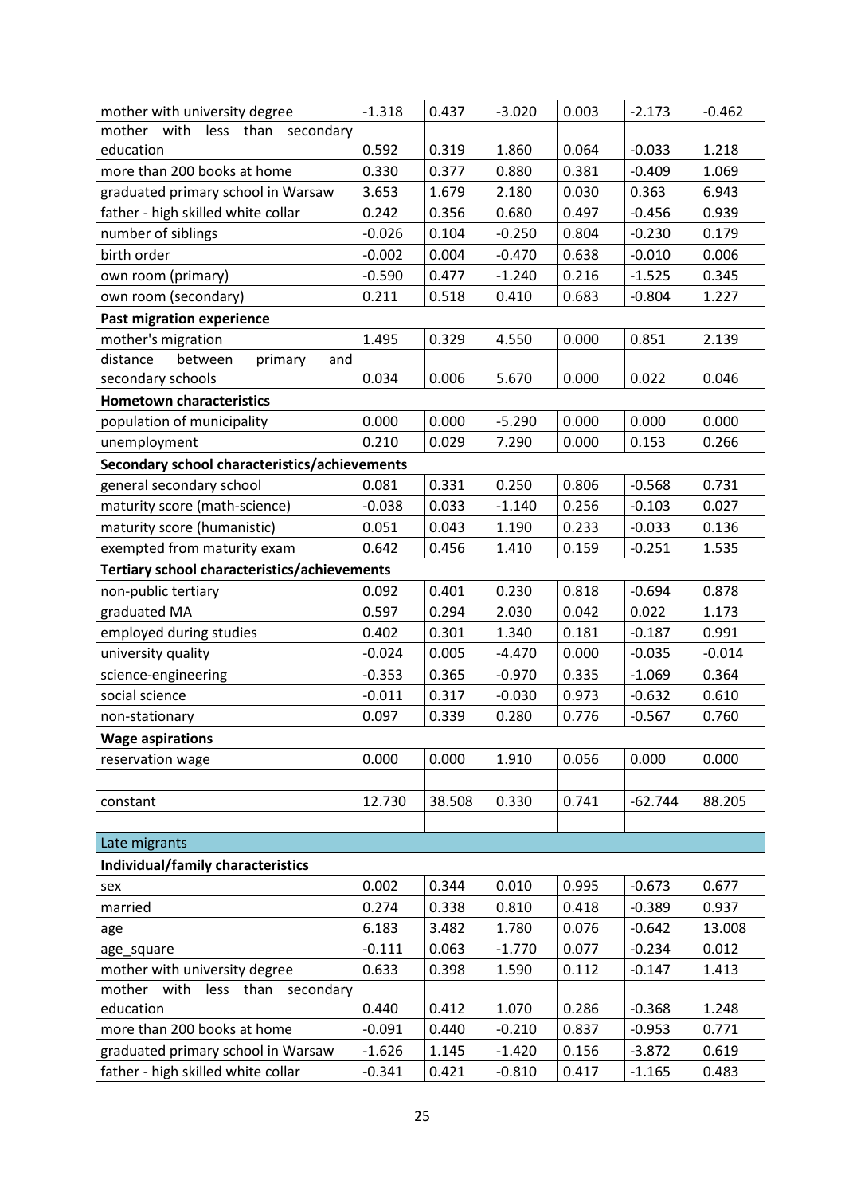| | | | | | | |
|---|---|---|---|---|---|---|
| mother with university degree | -1.318 | 0.437 | -3.020 | 0.003 | -2.173 | -0.462 |
| mother with less than secondary education | 0.592 | 0.319 | 1.860 | 0.064 | -0.033 | 1.218 |
| more than 200 books at home | 0.330 | 0.377 | 0.880 | 0.381 | -0.409 | 1.069 |
| graduated primary school in Warsaw | 3.653 | 1.679 | 2.180 | 0.030 | 0.363 | 6.943 |
| father - high skilled white collar | 0.242 | 0.356 | 0.680 | 0.497 | -0.456 | 0.939 |
| number of siblings | -0.026 | 0.104 | -0.250 | 0.804 | -0.230 | 0.179 |
| birth order | -0.002 | 0.004 | -0.470 | 0.638 | -0.010 | 0.006 |
| own room (primary) | -0.590 | 0.477 | -1.240 | 0.216 | -1.525 | 0.345 |
| own room (secondary) | 0.211 | 0.518 | 0.410 | 0.683 | -0.804 | 1.227 |
| **Past migration experience** | | | | | | |
| mother's migration | 1.495 | 0.329 | 4.550 | 0.000 | 0.851 | 2.139 |
| distance between primary and secondary schools | 0.034 | 0.006 | 5.670 | 0.000 | 0.022 | 0.046 |
| **Hometown characteristics** | | | | | | |
| population of municipality | 0.000 | 0.000 | -5.290 | 0.000 | 0.000 | 0.000 |
| unemployment | 0.210 | 0.029 | 7.290 | 0.000 | 0.153 | 0.266 |
| **Secondary school characteristics/achievements** | | | | | | |
| general secondary school | 0.081 | 0.331 | 0.250 | 0.806 | -0.568 | 0.731 |
| maturity score (math-science) | -0.038 | 0.033 | -1.140 | 0.256 | -0.103 | 0.027 |
| maturity score (humanistic) | 0.051 | 0.043 | 1.190 | 0.233 | -0.033 | 0.136 |
| exempted from maturity exam | 0.642 | 0.456 | 1.410 | 0.159 | -0.251 | 1.535 |
| **Tertiary school characteristics/achievements** | | | | | | |
| non-public tertiary | 0.092 | 0.401 | 0.230 | 0.818 | -0.694 | 0.878 |
| graduated MA | 0.597 | 0.294 | 2.030 | 0.042 | 0.022 | 1.173 |
| employed during studies | 0.402 | 0.301 | 1.340 | 0.181 | -0.187 | 0.991 |
| university quality | -0.024 | 0.005 | -4.470 | 0.000 | -0.035 | -0.014 |
| science-engineering | -0.353 | 0.365 | -0.970 | 0.335 | -1.069 | 0.364 |
| social science | -0.011 | 0.317 | -0.030 | 0.973 | -0.632 | 0.610 |
| non-stationary | 0.097 | 0.339 | 0.280 | 0.776 | -0.567 | 0.760 |
| **Wage aspirations** | | | | | | |
| reservation wage | 0.000 | 0.000 | 1.910 | 0.056 | 0.000 | 0.000 |
| | | | | | | |
| constant | 12.730 | 38.508 | 0.330 | 0.741 | -62.744 | 88.205 |
| | | | | | | |
| Late migrants | | | | | | |
| **Individual/family characteristics** | | | | | | |
| sex | 0.002 | 0.344 | 0.010 | 0.995 | -0.673 | 0.677 |
| married | 0.274 | 0.338 | 0.810 | 0.418 | -0.389 | 0.937 |
| age | 6.183 | 3.482 | 1.780 | 0.076 | -0.642 | 13.008 |
| age_square | -0.111 | 0.063 | -1.770 | 0.077 | -0.234 | 0.012 |
| mother with university degree | 0.633 | 0.398 | 1.590 | 0.112 | -0.147 | 1.413 |
| mother with less than secondary education | 0.440 | 0.412 | 1.070 | 0.286 | -0.368 | 1.248 |
| more than 200 books at home | -0.091 | 0.440 | -0.210 | 0.837 | -0.953 | 0.771 |
| graduated primary school in Warsaw | -1.626 | 1.145 | -1.420 | 0.156 | -3.872 | 0.619 |
| father - high skilled white collar | -0.341 | 0.421 | -0.810 | 0.417 | -1.165 | 0.483 |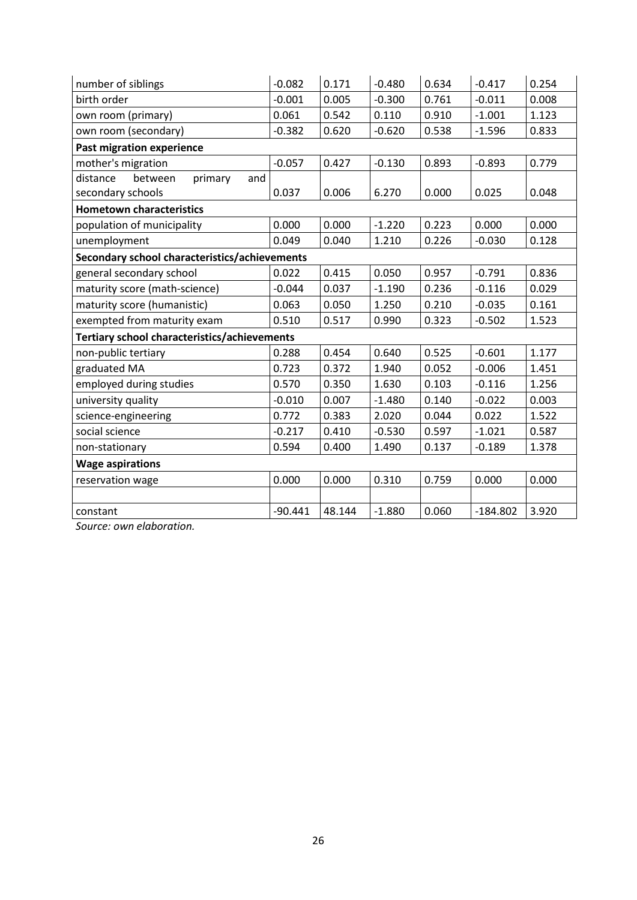| | | | | | | |
|---|---|---|---|---|---|---|
| number of siblings | -0.082 | 0.171 | -0.480 | 0.634 | -0.417 | 0.254 |
| birth order | -0.001 | 0.005 | -0.300 | 0.761 | -0.011 | 0.008 |
| own room (primary) | 0.061 | 0.542 | 0.110 | 0.910 | -1.001 | 1.123 |
| own room (secondary) | -0.382 | 0.620 | -0.620 | 0.538 | -1.596 | 0.833 |
| **Past migration experience** | | | | | | |
| mother's migration | -0.057 | 0.427 | -0.130 | 0.893 | -0.893 | 0.779 |
| distance between primary and secondary schools | 0.037 | 0.006 | 6.270 | 0.000 | 0.025 | 0.048 |
| **Hometown characteristics** | | | | | | |
| population of municipality | 0.000 | 0.000 | -1.220 | 0.223 | 0.000 | 0.000 |
| unemployment | 0.049 | 0.040 | 1.210 | 0.226 | -0.030 | 0.128 |
| **Secondary school characteristics/achievements** | | | | | | |
| general secondary school | 0.022 | 0.415 | 0.050 | 0.957 | -0.791 | 0.836 |
| maturity score (math-science) | -0.044 | 0.037 | -1.190 | 0.236 | -0.116 | 0.029 |
| maturity score (humanistic) | 0.063 | 0.050 | 1.250 | 0.210 | -0.035 | 0.161 |
| exempted from maturity exam | 0.510 | 0.517 | 0.990 | 0.323 | -0.502 | 1.523 |
| **Tertiary school characteristics/achievements** | | | | | | |
| non-public tertiary | 0.288 | 0.454 | 0.640 | 0.525 | -0.601 | 1.177 |
| graduated MA | 0.723 | 0.372 | 1.940 | 0.052 | -0.006 | 1.451 |
| employed during studies | 0.570 | 0.350 | 1.630 | 0.103 | -0.116 | 1.256 |
| university quality | -0.010 | 0.007 | -1.480 | 0.140 | -0.022 | 0.003 |
| science-engineering | 0.772 | 0.383 | 2.020 | 0.044 | 0.022 | 1.522 |
| social science | -0.217 | 0.410 | -0.530 | 0.597 | -1.021 | 0.587 |
| non-stationary | 0.594 | 0.400 | 1.490 | 0.137 | -0.189 | 1.378 |
| **Wage aspirations** | | | | | | |
| reservation wage | 0.000 | 0.000 | 0.310 | 0.759 | 0.000 | 0.000 |
| | | | | | | |
| constant | -90.441 | 48.144 | -1.880 | 0.060 | -184.802 | 3.920 |

*Source: own elaboration.*